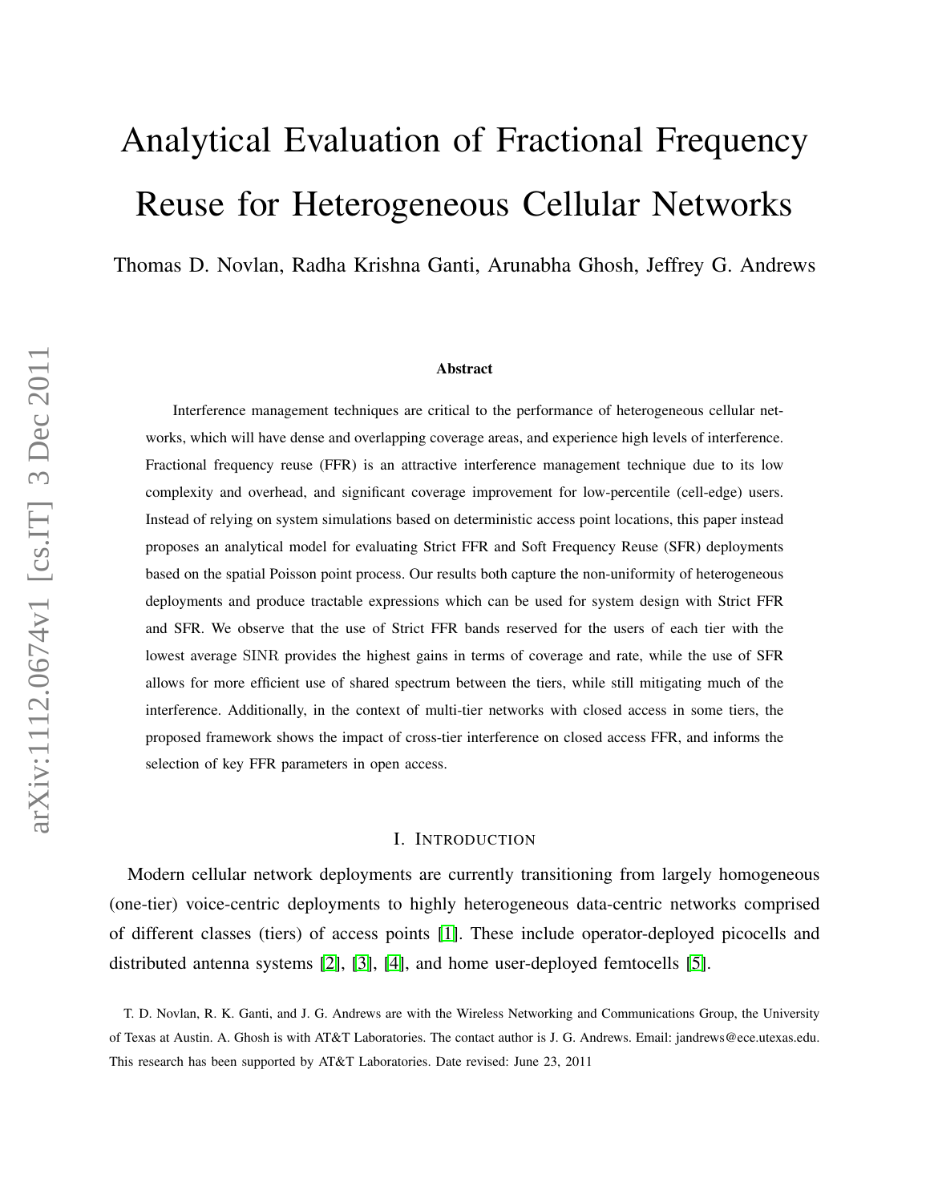# Analytical Evaluation of Fractional Frequency Reuse for Heterogeneous Cellular Networks

Thomas D. Novlan, Radha Krishna Ganti, Arunabha Ghosh, Jeffrey G. Andrews

## Abstract

Interference management techniques are critical to the performance of heterogeneous cellular networks, which will have dense and overlapping coverage areas, and experience high levels of interference. Fractional frequency reuse (FFR) is an attractive interference management technique due to its low complexity and overhead, and significant coverage improvement for low-percentile (cell-edge) users. Instead of relying on system simulations based on deterministic access point locations, this paper instead proposes an analytical model for evaluating Strict FFR and Soft Frequency Reuse (SFR) deployments based on the spatial Poisson point process. Our results both capture the non-uniformity of heterogeneous deployments and produce tractable expressions which can be used for system design with Strict FFR and SFR. We observe that the use of Strict FFR bands reserved for the users of each tier with the lowest average SINR provides the highest gains in terms of coverage and rate, while the use of SFR allows for more efficient use of shared spectrum between the tiers, while still mitigating much of the interference. Additionally, in the context of multi-tier networks with closed access in some tiers, the proposed framework shows the impact of cross-tier interference on closed access FFR, and informs the selection of key FFR parameters in open access.

## I. Introduction

Modern cellular network deployments are currently transitioning from largely homogeneous (one-tier) voice-centric deployments to highly heterogeneous data-centric networks comprised of different classes (tiers) of access points [1]. These include operator-deployed picocells and distributed antenna systems [2], [3], [4], and home user-deployed femtocells [5].

T. D. Novlan, R. K. Ganti, and J. G. Andrews are with the Wireless Networking and Communications Group, the University of Texas at Austin. A. Ghosh is with AT&T Laboratories. The contact author is J. G. Andrews. Email: jandrews@ece.utexas.edu. This research has been supported by AT&T Laboratories. Date revised: June 23, 2011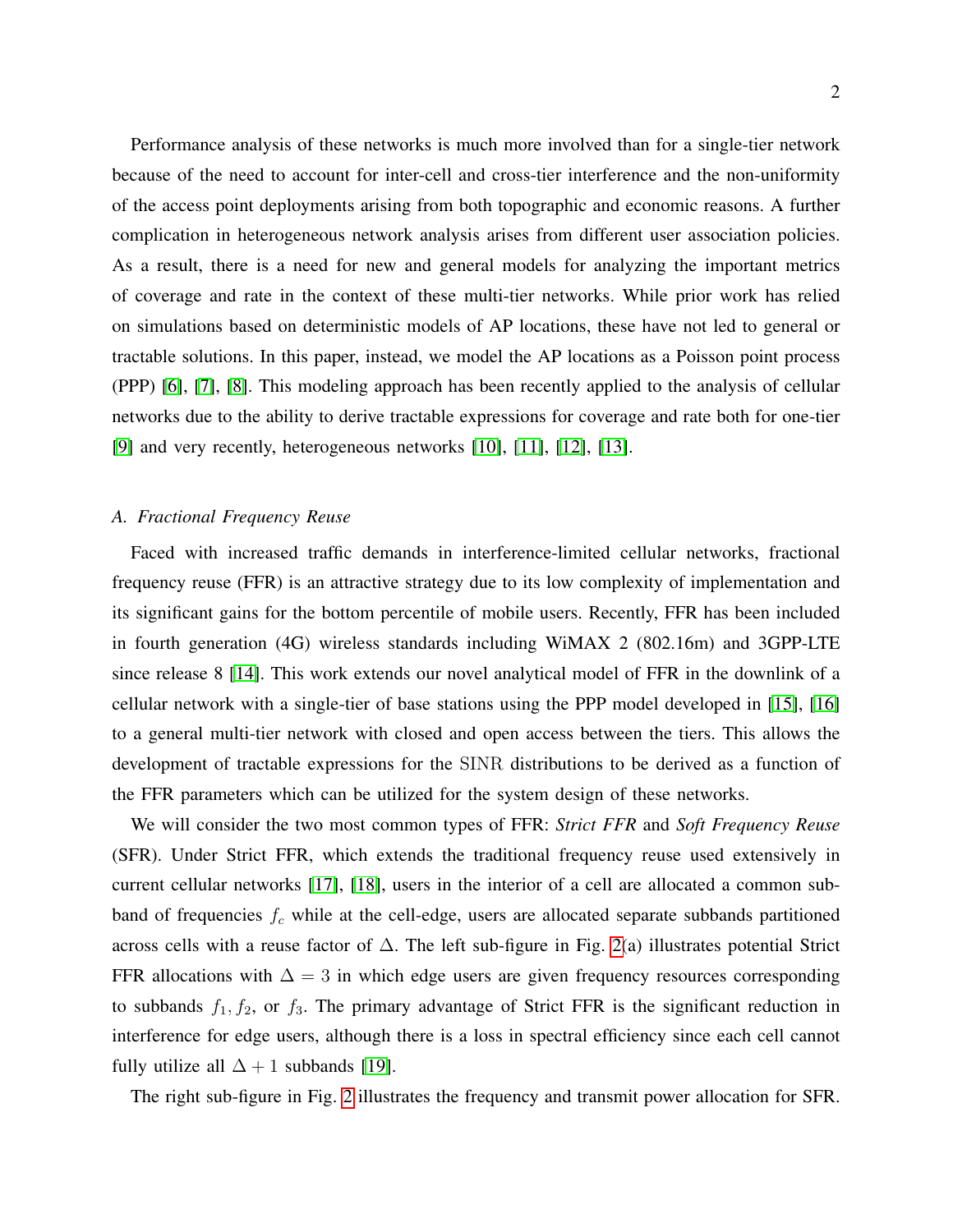Performance analysis of these networks is much more involved than for a single-tier network because of the need to account for inter-cell and cross-tier interference and the non-uniformity of the access point deployments arising from both topographic and economic reasons. A further complication in heterogeneous network analysis arises from different user association policies. As a result, there is a need for new and general models for analyzing the important metrics of coverage and rate in the context of these multi-tier networks. While prior work has relied on simulations based on deterministic models of AP locations, these have not led to general or tractable solutions. In this paper, instead, we model the AP locations as a Poisson point process (PPP) [6], [7], [8]. This modeling approach has been recently applied to the analysis of cellular networks due to the ability to derive tractable expressions for coverage and rate both for one-tier [9] and very recently, heterogeneous networks [10], [11], [12], [13].

### A. Fractional Frequency Reuse

Faced with increased traffic demands in interference-limited cellular networks, fractional frequency reuse (FFR) is an attractive strategy due to its low complexity of implementation and its significant gains for the bottom percentile of mobile users. Recently, FFR has been included in fourth generation (4G) wireless standards including WiMAX 2 (802.16m) and 3GPP-LTE since release 8 [14]. This work extends our novel analytical model of FFR in the downlink of a cellular network with a single-tier of base stations using the PPP model developed in [15], [16] to a general multi-tier network with closed and open access between the tiers. This allows the development of tractable expressions for the $\mathrm{SINR}$ distributions to be derived as a function of the FFR parameters which can be utilized for the system design of these networks.

We will consider the two most common types of FFR: *Strict FFR* and *Soft Frequency Reuse* (SFR). Under Strict FFR, which extends the traditional frequency reuse used extensively in current cellular networks [17], [18], users in the interior of a cell are allocated a common subband of frequencies $f_c$ while at the cell-edge, users are allocated separate subbands partitioned across cells with a reuse factor of $\Delta$. The left sub-figure in Fig. 2(a) illustrates potential Strict FFR allocations with $\Delta = 3$ in which edge users are given frequency resources corresponding to subbands $f_1, f_2$, or $f_3$. The primary advantage of Strict FFR is the significant reduction in interference for edge users, although there is a loss in spectral efficiency since each cell cannot fully utilize all $\Delta + 1$ subbands [19].

The right sub-figure in Fig. 2 illustrates the frequency and transmit power allocation for SFR.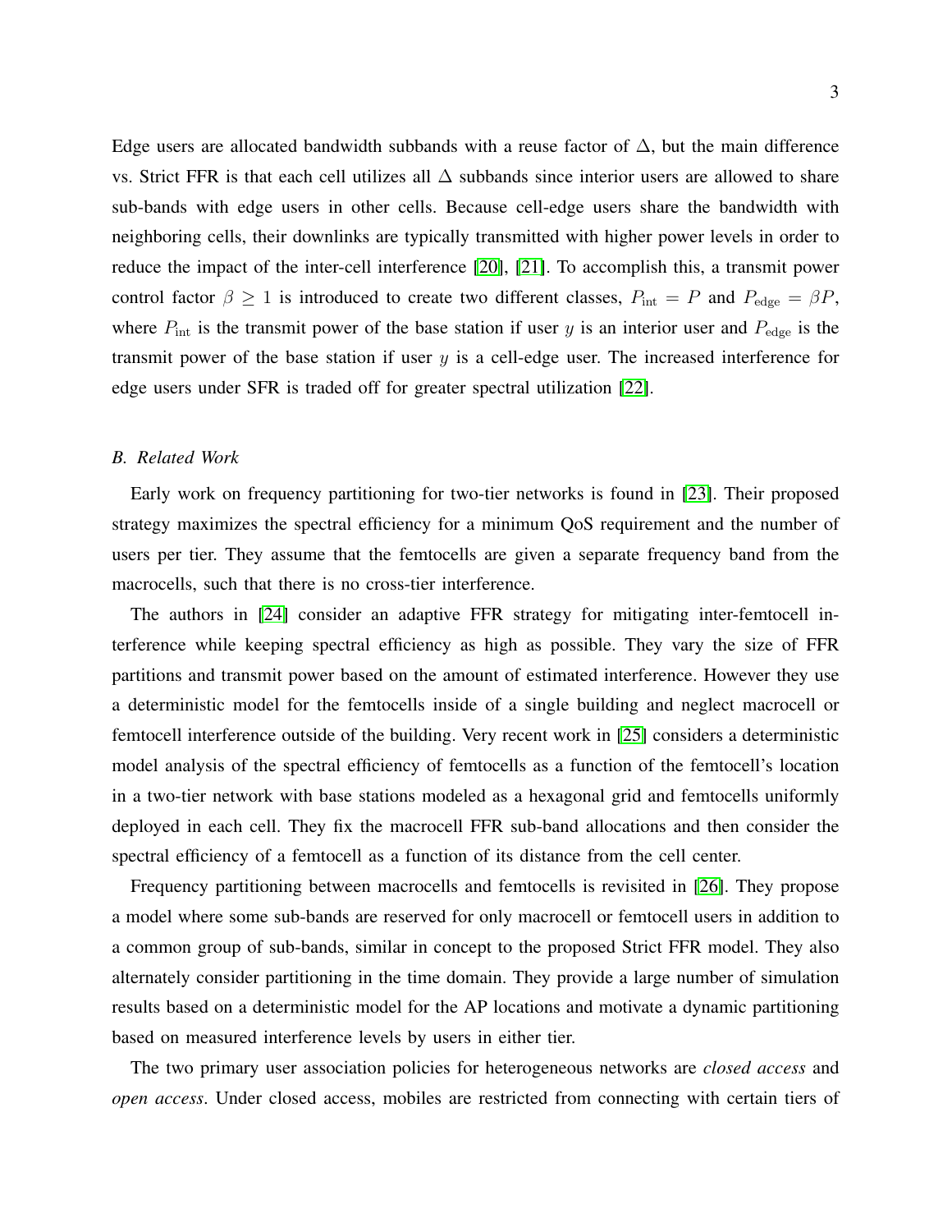Edge users are allocated bandwidth subbands with a reuse factor of $\Delta$, but the main difference vs. Strict FFR is that each cell utilizes all $\Delta$ subbands since interior users are allowed to share sub-bands with edge users in other cells. Because cell-edge users share the bandwidth with neighboring cells, their downlinks are typically transmitted with higher power levels in order to reduce the impact of the inter-cell interference [20], [21]. To accomplish this, a transmit power control factor $\beta \geq 1$ is introduced to create two different classes, $P_{\text{int}} = P$ and $P_{\text{edge}} = \beta P$, where $P_{\text{int}}$ is the transmit power of the base station if user $y$ is an interior user and $P_{\text{edge}}$ is the transmit power of the base station if user $y$ is a cell-edge user. The increased interference for edge users under SFR is traded off for greater spectral utilization [22].

### *B. Related Work*

Early work on frequency partitioning for two-tier networks is found in [23]. Their proposed strategy maximizes the spectral efficiency for a minimum QoS requirement and the number of users per tier. They assume that the femtocells are given a separate frequency band from the macrocells, such that there is no cross-tier interference.

The authors in [24] consider an adaptive FFR strategy for mitigating inter-femtocell interference while keeping spectral efficiency as high as possible. They vary the size of FFR partitions and transmit power based on the amount of estimated interference. However they use a deterministic model for the femtocells inside of a single building and neglect macrocell or femtocell interference outside of the building. Very recent work in [25] considers a deterministic model analysis of the spectral efficiency of femtocells as a function of the femtocell's location in a two-tier network with base stations modeled as a hexagonal grid and femtocells uniformly deployed in each cell. They fix the macrocell FFR sub-band allocations and then consider the spectral efficiency of a femtocell as a function of its distance from the cell center.

Frequency partitioning between macrocells and femtocells is revisited in [26]. They propose a model where some sub-bands are reserved for only macrocell or femtocell users in addition to a common group of sub-bands, similar in concept to the proposed Strict FFR model. They also alternately consider partitioning in the time domain. They provide a large number of simulation results based on a deterministic model for the AP locations and motivate a dynamic partitioning based on measured interference levels by users in either tier.

The two primary user association policies for heterogeneous networks are *closed access* and *open access*. Under closed access, mobiles are restricted from connecting with certain tiers of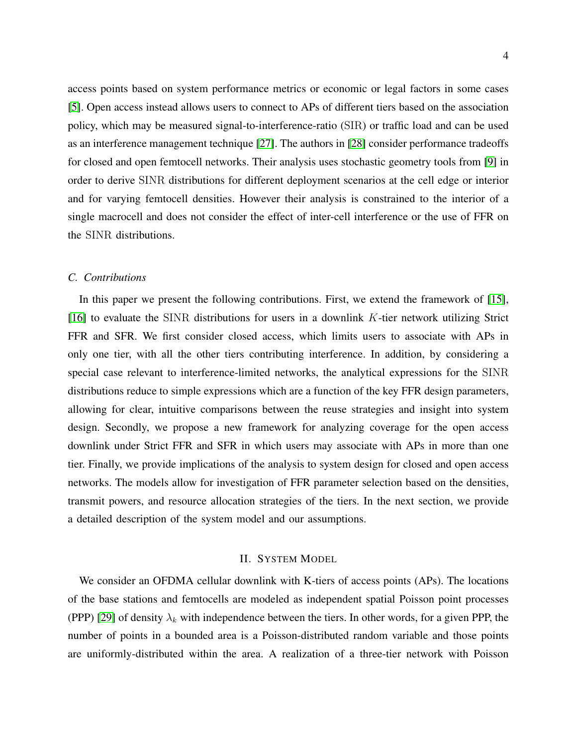access points based on system performance metrics or economic or legal factors in some cases [5]. Open access instead allows users to connect to APs of different tiers based on the association policy, which may be measured signal-to-interference-ratio ($\mathrm{SIR}$) or traffic load and can be used as an interference management technique [27]. The authors in [28] consider performance tradeoffs for closed and open femtocell networks. Their analysis uses stochastic geometry tools from [9] in order to derive $\mathrm{SINR}$ distributions for different deployment scenarios at the cell edge or interior and for varying femtocell densities. However their analysis is constrained to the interior of a single macrocell and does not consider the effect of inter-cell interference or the use of FFR on the $\mathrm{SINR}$ distributions.

### *C. Contributions*

In this paper we present the following contributions. First, we extend the framework of [15], [16] to evaluate the $\mathrm{SINR}$ distributions for users in a downlink $K$-tier network utilizing Strict FFR and SFR. We first consider closed access, which limits users to associate with APs in only one tier, with all the other tiers contributing interference. In addition, by considering a special case relevant to interference-limited networks, the analytical expressions for the $\mathrm{SINR}$ distributions reduce to simple expressions which are a function of the key FFR design parameters, allowing for clear, intuitive comparisons between the reuse strategies and insight into system design. Secondly, we propose a new framework for analyzing coverage for the open access downlink under Strict FFR and SFR in which users may associate with APs in more than one tier. Finally, we provide implications of the analysis to system design for closed and open access networks. The models allow for investigation of FFR parameter selection based on the densities, transmit powers, and resource allocation strategies of the tiers. In the next section, we provide a detailed description of the system model and our assumptions.

## II. System Model

We consider an OFDMA cellular downlink with K-tiers of access points (APs). The locations of the base stations and femtocells are modeled as independent spatial Poisson point processes (PPP) [29] of density $\lambda_k$ with independence between the tiers. In other words, for a given PPP, the number of points in a bounded area is a Poisson-distributed random variable and those points are uniformly-distributed within the area. A realization of a three-tier network with Poisson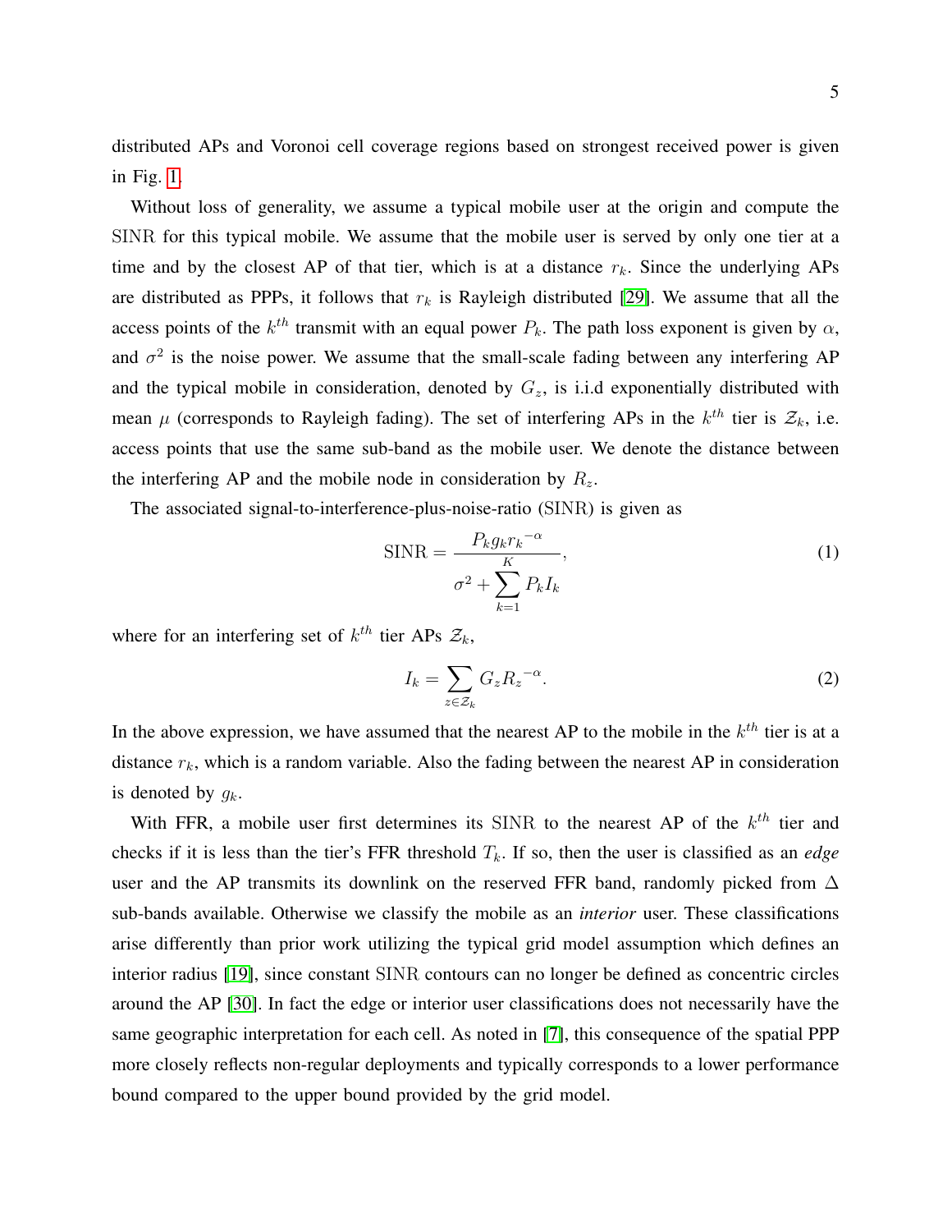distributed APs and Voronoi cell coverage regions based on strongest received power is given in Fig. 1.

Without loss of generality, we assume a typical mobile user at the origin and compute the $\mathrm{SINR}$ for this typical mobile. We assume that the mobile user is served by only one tier at a time and by the closest AP of that tier, which is at a distance $r_k$. Since the underlying APs are distributed as PPPs, it follows that $r_k$ is Rayleigh distributed [29]. We assume that all the access points of the $k^{th}$ transmit with an equal power $P_k$. The path loss exponent is given by $\alpha$, and $\sigma^2$ is the noise power. We assume that the small-scale fading between any interfering AP and the typical mobile in consideration, denoted by $G_z$, is i.i.d exponentially distributed with mean $\mu$ (corresponds to Rayleigh fading). The set of interfering APs in the $k^{th}$ tier is $\mathcal{Z}_k$, i.e. access points that use the same sub-band as the mobile user. We denote the distance between the interfering AP and the mobile node in consideration by $R_z$.

The associated signal-to-interference-plus-noise-ratio ($\mathrm{SINR}$) is given as

$$\mathrm{SINR} = \frac{P_k g_k {r_k}^{-\alpha}}{\sigma^2 + \sum_{k=1}^{K} P_k I_k}, \tag{1}$$

where for an interfering set of $k^{th}$ tier APs $\mathcal{Z}_k$,

$$I_k = \sum_{z \in \mathcal{Z}_k} G_z {R_z}^{-\alpha}. \tag{2}$$

In the above expression, we have assumed that the nearest AP to the mobile in the $k^{th}$ tier is at a distance $r_k$, which is a random variable. Also the fading between the nearest AP in consideration is denoted by $g_k$.

With FFR, a mobile user first determines its $\mathrm{SINR}$ to the nearest AP of the $k^{th}$ tier and checks if it is less than the tier's FFR threshold $T_k$. If so, then the user is classified as an *edge* user and the AP transmits its downlink on the reserved FFR band, randomly picked from $\Delta$ sub-bands available. Otherwise we classify the mobile as an *interior* user. These classifications arise differently than prior work utilizing the typical grid model assumption which defines an interior radius [19], since constant $\mathrm{SINR}$ contours can no longer be defined as concentric circles around the AP [30]. In fact the edge or interior user classifications does not necessarily have the same geographic interpretation for each cell. As noted in [7], this consequence of the spatial PPP more closely reflects non-regular deployments and typically corresponds to a lower performance bound compared to the upper bound provided by the grid model.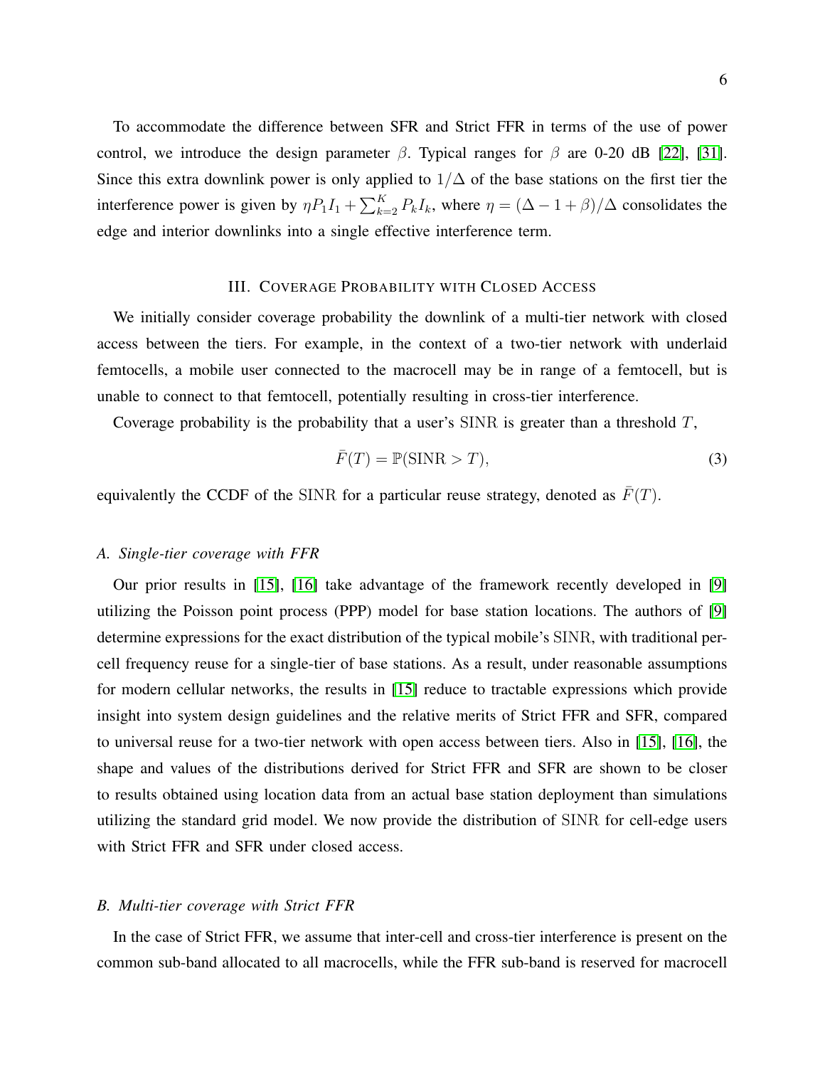To accommodate the difference between SFR and Strict FFR in terms of the use of power control, we introduce the design parameter $\beta$. Typical ranges for $\beta$ are 0-20 dB [22], [31]. Since this extra downlink power is only applied to $1/\Delta$ of the base stations on the first tier the interference power is given by $\eta P_1 I_1 + \sum_{k=2}^{K} P_k I_k$, where $\eta = (\Delta - 1 + \beta)/\Delta$ consolidates the edge and interior downlinks into a single effective interference term.

## III. Coverage Probability with Closed Access

We initially consider coverage probability the downlink of a multi-tier network with closed access between the tiers. For example, in the context of a two-tier network with underlaid femtocells, a mobile user connected to the macrocell may be in range of a femtocell, but is unable to connect to that femtocell, potentially resulting in cross-tier interference.

Coverage probability is the probability that a user's $\mathrm{SINR}$ is greater than a threshold $T$,

$$\bar{F}(T) = \mathbb{P}(\mathrm{SINR} > T), \tag{3}$$

equivalently the CCDF of the $\mathrm{SINR}$ for a particular reuse strategy, denoted as $\bar{F}(T)$.

### *A. Single-tier coverage with FFR*

Our prior results in [15], [16] take advantage of the framework recently developed in [9] utilizing the Poisson point process (PPP) model for base station locations. The authors of [9] determine expressions for the exact distribution of the typical mobile's $\mathrm{SINR}$, with traditional per-cell frequency reuse for a single-tier of base stations. As a result, under reasonable assumptions for modern cellular networks, the results in [15] reduce to tractable expressions which provide insight into system design guidelines and the relative merits of Strict FFR and SFR, compared to universal reuse for a two-tier network with open access between tiers. Also in [15], [16], the shape and values of the distributions derived for Strict FFR and SFR are shown to be closer to results obtained using location data from an actual base station deployment than simulations utilizing the standard grid model. We now provide the distribution of $\mathrm{SINR}$ for cell-edge users with Strict FFR and SFR under closed access.

### *B. Multi-tier coverage with Strict FFR*

In the case of Strict FFR, we assume that inter-cell and cross-tier interference is present on the common sub-band allocated to all macrocells, while the FFR sub-band is reserved for macrocell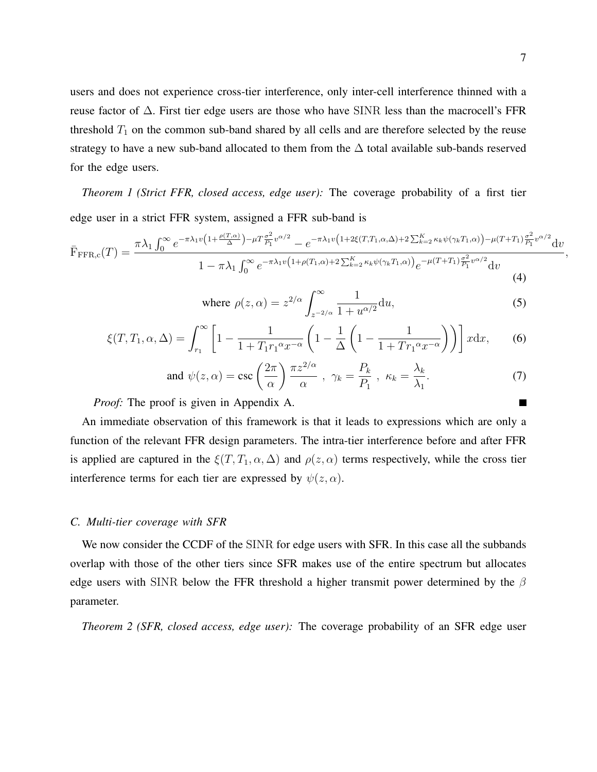users and does not experience cross-tier interference, only inter-cell interference thinned with a reuse factor of $\Delta$. First tier edge users are those who have $\mathrm{SINR}$ less than the macrocell's FFR threshold $T_1$ on the common sub-band shared by all cells and are therefore selected by the reuse strategy to have a new sub-band allocated to them from the $\Delta$ total available sub-bands reserved for the edge users.

*Theorem 1 (Strict FFR, closed access, edge user):* The coverage probability of a first tier edge user in a strict FFR system, assigned a FFR sub-band is

$$\bar{\mathrm{F}}_{\mathrm{FFR,c}}(T) = \frac{\pi\lambda_1 \int_0^\infty e^{-\pi\lambda_1 v\left(1+\frac{\rho(T,\alpha)}{\Delta}\right)-\mu T\frac{\sigma^2}{P_1}v^{\alpha/2}} - e^{-\pi\lambda_1 v\left(1+2\xi(T,T_1,\alpha,\Delta)+2\sum_{k=2}^K \kappa_k\psi(\gamma_k T_1,\alpha)\right)-\mu(T+T_1)\frac{\sigma^2}{P_1}v^{\alpha/2}}\mathrm{d}v}{1-\pi\lambda_1\int_0^\infty e^{-\pi\lambda_1 v\left(1+\rho(T_1,\alpha)+2\sum_{k=2}^K\kappa_k\psi(\gamma_k T_1,\alpha)\right)}e^{-\mu(T+T_1)\frac{\sigma^2}{P_1}v^{\alpha/2}}\mathrm{d}v}, \quad (4)$$

$$\text{where } \rho(z,\alpha) = z^{2/\alpha}\int_{z^{-2/\alpha}}^\infty \frac{1}{1+u^{\alpha/2}}\mathrm{d}u, \quad (5)$$

$$\xi(T,T_1,\alpha,\Delta) = \int_{r_1}^\infty \left[1-\frac{1}{1+T_1{r_1}^\alpha x^{-\alpha}}\left(1-\frac{1}{\Delta}\left(1-\frac{1}{1+T{r_1}^\alpha x^{-\alpha}}\right)\right)\right]x\mathrm{d}x, \quad (6)$$

$$\text{and } \psi(z,\alpha) = \csc\left(\frac{2\pi}{\alpha}\right)\frac{\pi z^{2/\alpha}}{\alpha}\ ,\ \gamma_k = \frac{P_k}{P_1}\ ,\ \kappa_k = \frac{\lambda_k}{\lambda_1}. \quad (7)$$

*Proof:* The proof is given in Appendix A. ■

An immediate observation of this framework is that it leads to expressions which are only a function of the relevant FFR design parameters. The intra-tier interference before and after FFR is applied are captured in the $\xi(T,T_1,\alpha,\Delta)$ and $\rho(z,\alpha)$ terms respectively, while the cross tier interference terms for each tier are expressed by $\psi(z,\alpha)$.

### *C. Multi-tier coverage with SFR*

We now consider the CCDF of the $\mathrm{SINR}$ for edge users with SFR. In this case all the subbands overlap with those of the other tiers since SFR makes use of the entire spectrum but allocates edge users with $\mathrm{SINR}$ below the FFR threshold a higher transmit power determined by the $\beta$ parameter.

*Theorem 2 (SFR, closed access, edge user):* The coverage probability of an SFR edge user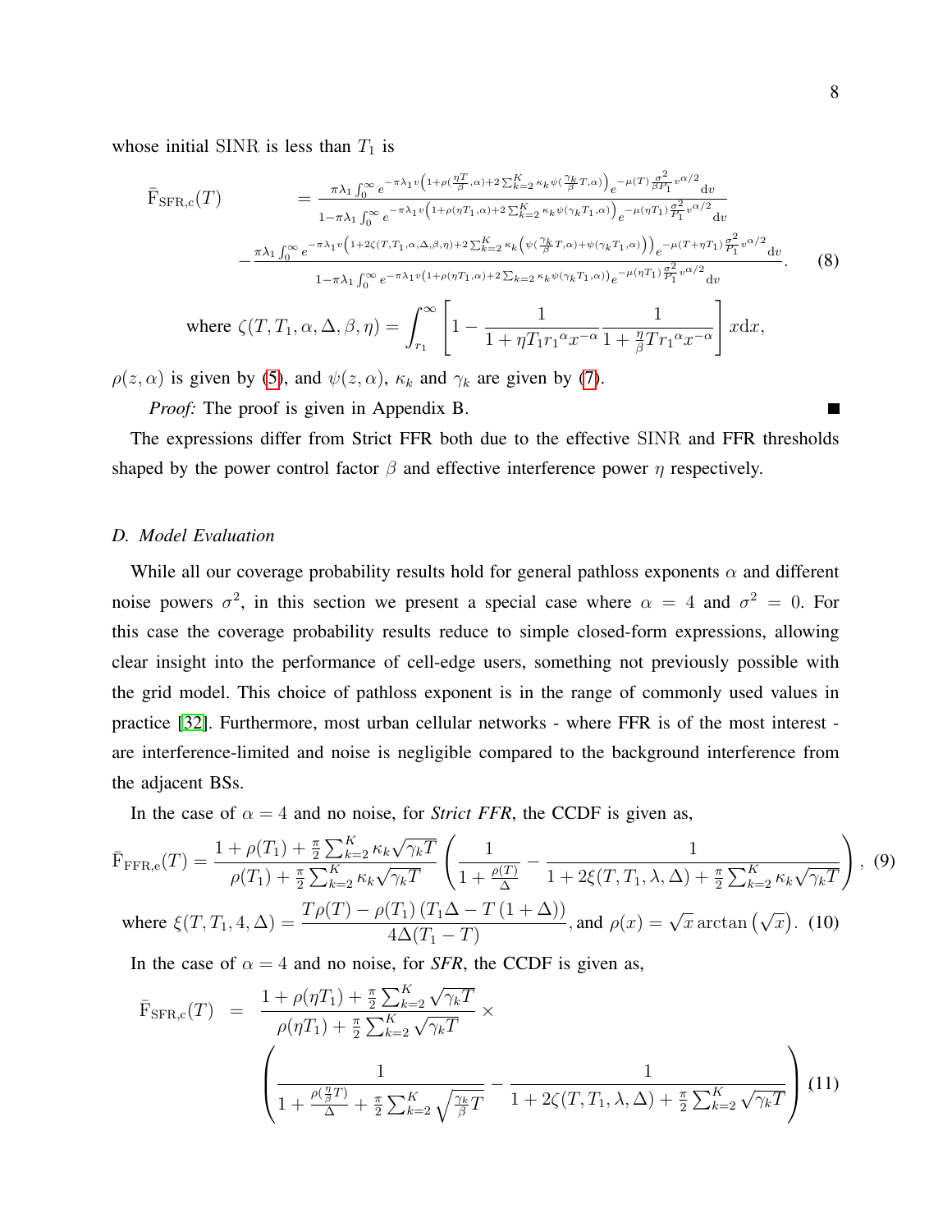whose initial SINR is less than $T_1$ is

$$
\begin{aligned}
\bar{\mathrm{F}}_{\mathrm{SFR,c}}(T) \qquad &= \frac{\pi\lambda_1 \int_0^\infty e^{-\pi\lambda_1 v\left(1+\rho(\frac{\eta T}{\beta},\alpha)+2\sum_{k=2}^{K}\kappa_k\psi(\frac{\gamma_k}{\beta}T,\alpha)\right)} e^{-\mu(T)\frac{\sigma^2}{\beta P_1}v^{\alpha/2}}\mathrm{d}v}{1-\pi\lambda_1\int_0^\infty e^{-\pi\lambda_1 v\left(1+\rho(\eta T_1,\alpha)+2\sum_{k=2}^{K}\kappa_k\psi(\gamma_k T_1,\alpha)\right)} e^{-\mu(\eta T_1)\frac{\sigma^2}{P_1}v^{\alpha/2}}\mathrm{d}v} \\
&- \frac{\pi\lambda_1\int_0^\infty e^{-\pi\lambda_1 v\left(1+2\zeta(T,T_1,\alpha,\Delta,\beta,\eta)+2\sum_{k=2}^{K}\kappa_k\left(\psi(\frac{\gamma_k}{\beta}T,\alpha)+\psi(\gamma_k T_1,\alpha)\right)\right)} e^{-\mu(T+\eta T_1)\frac{\sigma^2}{P_1}v^{\alpha/2}}\mathrm{d}v}{1-\pi\lambda_1\int_0^\infty e^{-\pi\lambda_1 v\left(1+\rho(\eta T_1,\alpha)+2\sum_{k=2}^{K}\kappa_k\psi(\gamma_k T_1,\alpha)\right)} e^{-\mu(\eta T_1)\frac{\sigma^2}{P_1}v^{\alpha/2}}\mathrm{d}v}. \qquad (8)
\end{aligned}
$$

$$
\text{where } \zeta(T,T_1,\alpha,\Delta,\beta,\eta) = \int_{r_1}^\infty \left[1 - \frac{1}{1+\eta T_1 r_1{}^\alpha x^{-\alpha}}\frac{1}{1+\frac{\eta}{\beta}T r_1{}^\alpha x^{-\alpha}}\right] x\mathrm{d}x,
$$

$\rho(z,\alpha)$ is given by (5), and $\psi(z,\alpha)$, $\kappa_k$ and $\gamma_k$ are given by (7).

*Proof:* The proof is given in Appendix B. ■

The expressions differ from Strict FFR both due to the effective SINR and FFR thresholds shaped by the power control factor $\beta$ and effective interference power $\eta$ respectively.

### D. Model Evaluation

While all our coverage probability results hold for general pathloss exponents $\alpha$ and different noise powers $\sigma^2$, in this section we present a special case where $\alpha = 4$ and $\sigma^2 = 0$. For this case the coverage probability results reduce to simple closed-form expressions, allowing clear insight into the performance of cell-edge users, something not previously possible with the grid model. This choice of pathloss exponent is in the range of commonly used values in practice [32]. Furthermore, most urban cellular networks - where FFR is of the most interest - are interference-limited and noise is negligible compared to the background interference from the adjacent BSs.

In the case of $\alpha = 4$ and no noise, for *Strict FFR*, the CCDF is given as,

$$
\bar{\mathrm{F}}_{\mathrm{FFR,e}}(T) = \frac{1+\rho(T_1)+\frac{\pi}{2}\sum_{k=2}^{K}\kappa_k\sqrt{\gamma_k T}}{\rho(T_1)+\frac{\pi}{2}\sum_{k=2}^{K}\kappa_k\sqrt{\gamma_k T}}\left(\frac{1}{1+\frac{\rho(T)}{\Delta}} - \frac{1}{1+2\xi(T,T_1,\lambda,\Delta)+\frac{\pi}{2}\sum_{k=2}^{K}\kappa_k\sqrt{\gamma_k T}}\right), \quad (9)
$$

$$
\text{where } \xi(T,T_1,4,\Delta) = \frac{T\rho(T)-\rho(T_1)\left(T_1\Delta - T\left(1+\Delta\right)\right)}{4\Delta(T_1-T)}, \text{and } \rho(x) = \sqrt{x}\arctan\left(\sqrt{x}\right). \quad (10)
$$

In the case of $\alpha = 4$ and no noise, for *SFR*, the CCDF is given as,

$$
\begin{aligned}
\bar{\mathrm{F}}_{\mathrm{SFR,c}}(T) \quad &= \quad \frac{1+\rho(\eta T_1)+\frac{\pi}{2}\sum_{k=2}^{K}\sqrt{\gamma_k T}}{\rho(\eta T_1)+\frac{\pi}{2}\sum_{k=2}^{K}\sqrt{\gamma_k T}} \times \\
&\left(\frac{1}{1+\frac{\rho(\frac{\eta}{\beta}T)}{\Delta}+\frac{\pi}{2}\sum_{k=2}^{K}\sqrt{\frac{\gamma_k}{\beta}T}} - \frac{1}{1+2\zeta(T,T_1,\lambda,\Delta)+\frac{\pi}{2}\sum_{k=2}^{K}\sqrt{\gamma_k T}}\right)_{,} \quad (11)
\end{aligned}
$$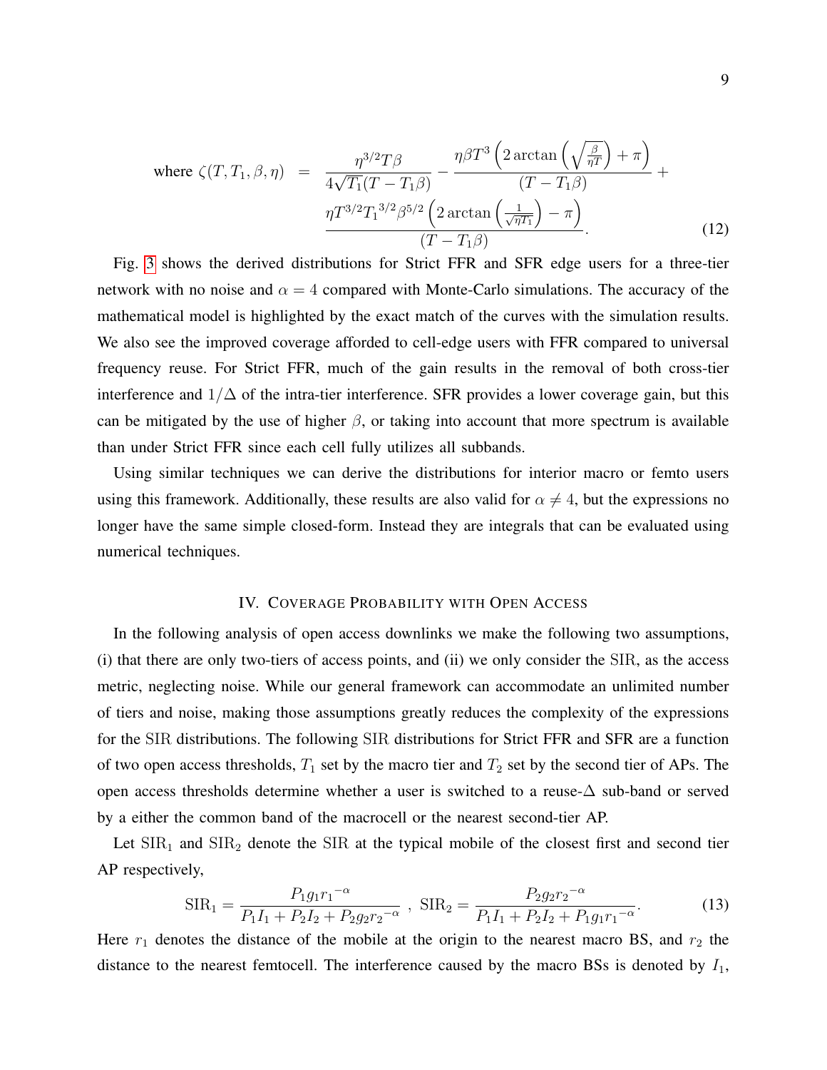$$\text{where } \zeta(T, T_1, \beta, \eta) = \frac{\eta^{3/2} T \beta}{4\sqrt{T_1}(T - T_1\beta)} - \frac{\eta \beta T^3 \left(2 \arctan\left(\sqrt{\frac{\beta}{\eta T}}\right) + \pi\right)}{(T - T_1\beta)} + \frac{\eta T^{3/2} {T_1}^{3/2} \beta^{5/2} \left(2 \arctan\left(\frac{1}{\sqrt{\eta T_1}}\right) - \pi\right)}{(T - T_1\beta)}. \quad (12)$$

Fig. 3 shows the derived distributions for Strict FFR and SFR edge users for a three-tier network with no noise and $\alpha = 4$ compared with Monte-Carlo simulations. The accuracy of the mathematical model is highlighted by the exact match of the curves with the simulation results. We also see the improved coverage afforded to cell-edge users with FFR compared to universal frequency reuse. For Strict FFR, much of the gain results in the removal of both cross-tier interference and $1/\Delta$ of the intra-tier interference. SFR provides a lower coverage gain, but this can be mitigated by the use of higher $\beta$, or taking into account that more spectrum is available than under Strict FFR since each cell fully utilizes all subbands.

Using similar techniques we can derive the distributions for interior macro or femto users using this framework. Additionally, these results are also valid for $\alpha \neq 4$, but the expressions no longer have the same simple closed-form. Instead they are integrals that can be evaluated using numerical techniques.

## IV. Coverage Probability with Open Access

In the following analysis of open access downlinks we make the following two assumptions, (i) that there are only two-tiers of access points, and (ii) we only consider the SIR, as the access metric, neglecting noise. While our general framework can accommodate an unlimited number of tiers and noise, making those assumptions greatly reduces the complexity of the expressions for the SIR distributions. The following SIR distributions for Strict FFR and SFR are a function of two open access thresholds, $T_1$ set by the macro tier and $T_2$ set by the second tier of APs. The open access thresholds determine whether a user is switched to a reuse-$\Delta$ sub-band or served by a either the common band of the macrocell or the nearest second-tier AP.

Let $\mathrm{SIR}_1$ and $\mathrm{SIR}_2$ denote the SIR at the typical mobile of the closest first and second tier AP respectively,

$$\mathrm{SIR}_1 = \frac{P_1 g_1 {r_1}^{-\alpha}}{P_1 I_1 + P_2 I_2 + P_2 g_2 {r_2}^{-\alpha}} \ , \ \mathrm{SIR}_2 = \frac{P_2 g_2 {r_2}^{-\alpha}}{P_1 I_1 + P_2 I_2 + P_1 g_1 {r_1}^{-\alpha}}. \quad (13)$$

Here $r_1$ denotes the distance of the mobile at the origin to the nearest macro BS, and $r_2$ the distance to the nearest femtocell. The interference caused by the macro BSs is denoted by $I_1$,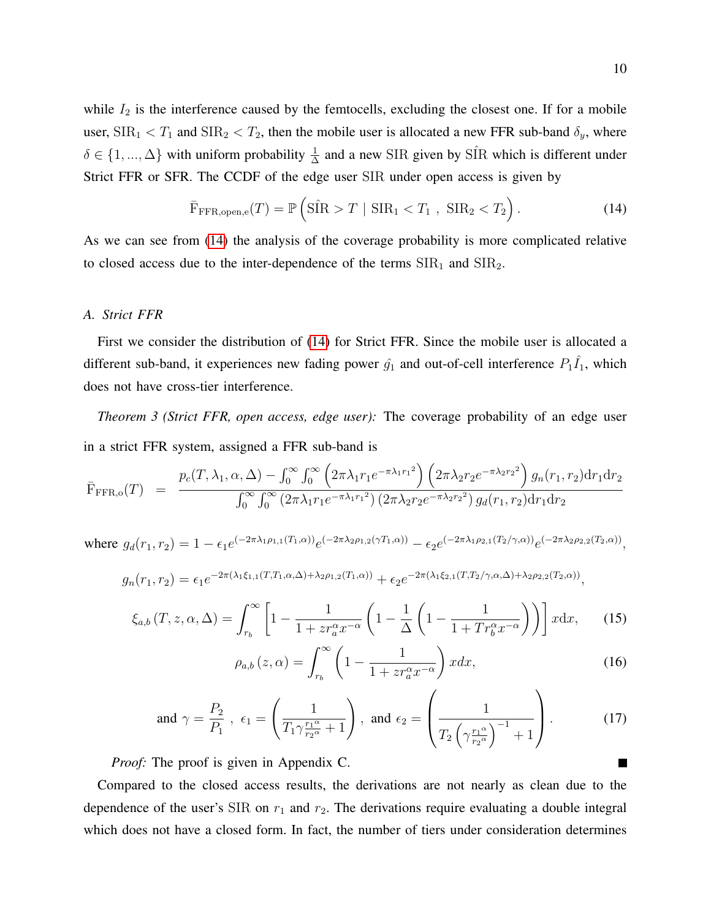while $I_2$ is the interference caused by the femtocells, excluding the closest one. If for a mobile user, $\mathrm{SIR}_1 < T_1$ and $\mathrm{SIR}_2 < T_2$, then the mobile user is allocated a new FFR sub-band $\delta_y$, where $\delta \in \{1, ..., \Delta\}$ with uniform probability $\frac{1}{\Delta}$ and a new SIR given by $\hat{\mathrm{SIR}}$ which is different under Strict FFR or SFR. The CCDF of the edge user SIR under open access is given by

$$\bar{\mathrm{F}}_{\mathrm{FFR,open,e}}(T) = \mathbb{P}\left(\hat{\mathrm{SIR}} > T \mid \mathrm{SIR}_1 < T_1 \ , \ \mathrm{SIR}_2 < T_2\right). \tag{14}$$

As we can see from (14) the analysis of the coverage probability is more complicated relative to closed access due to the inter-dependence of the terms $\mathrm{SIR}_1$ and $\mathrm{SIR}_2$.

### A. Strict FFR

First we consider the distribution of (14) for Strict FFR. Since the mobile user is allocated a different sub-band, it experiences new fading power $\hat{g}_1$ and out-of-cell interference $P_1\hat{I}_1$, which does not have cross-tier interference.

*Theorem 3 (Strict FFR, open access, edge user):* The coverage probability of an edge user in a strict FFR system, assigned a FFR sub-band is

$$\bar{\mathrm{F}}_{\mathrm{FFR,o}}(T) = \frac{p_c(T,\lambda_1,\alpha,\Delta) - \int_0^\infty\int_0^\infty \left(2\pi\lambda_1 r_1 e^{-\pi\lambda_1 {r_1}^2}\right)\left(2\pi\lambda_2 r_2 e^{-\pi\lambda_2 {r_2}^2}\right) g_n(r_1,r_2)\mathrm{d}r_1\mathrm{d}r_2}{\int_0^\infty\int_0^\infty \left(2\pi\lambda_1 r_1 e^{-\pi\lambda_1 {r_1}^2}\right)\left(2\pi\lambda_2 r_2 e^{-\pi\lambda_2 {r_2}^2}\right) g_d(r_1,r_2)\mathrm{d}r_1\mathrm{d}r_2}$$

where $g_d(r_1,r_2) = 1 - \epsilon_1 e^{(-2\pi\lambda_1\rho_{1,1}(T_1,\alpha))}e^{(-2\pi\lambda_2\rho_{1,2}(\gamma T_1,\alpha))} - \epsilon_2 e^{(-2\pi\lambda_1\rho_{2,1}(T_2/\gamma,\alpha))}e^{(-2\pi\lambda_2\rho_{2,2}(T_2,\alpha))}$,

$$g_n(r_1,r_2) = \epsilon_1 e^{-2\pi(\lambda_1\xi_{1,1}(T,T_1,\alpha,\Delta)+\lambda_2\rho_{1,2}(T_1,\alpha))} + \epsilon_2 e^{-2\pi(\lambda_1\xi_{2,1}(T,T_2/\gamma,\alpha,\Delta)+\lambda_2\rho_{2,2}(T_2,\alpha))},$$

$$\xi_{a,b}\left(T,z,\alpha,\Delta\right) = \int_{r_b}^\infty \left[1 - \frac{1}{1+z r_a^\alpha x^{-\alpha}}\left(1 - \frac{1}{\Delta}\left(1 - \frac{1}{1+T r_b^\alpha x^{-\alpha}}\right)\right)\right] x\mathrm{d}x, \tag{15}$$

$$\rho_{a,b}\left(z,\alpha\right) = \int_{r_b}^\infty \left(1 - \frac{1}{1+z r_a^\alpha x^{-\alpha}}\right) x dx, \tag{16}$$

$$\text{and } \gamma = \frac{P_2}{P_1}\ ,\ \epsilon_1 = \left(\frac{1}{T_1\gamma\frac{{r_1}^\alpha}{{r_2}^\alpha}+1}\right),\ \text{and } \epsilon_2 = \left(\frac{1}{T_2\left(\gamma\frac{{r_1}^\alpha}{{r_2}^\alpha}\right)^{-1}+1}\right). \tag{17}$$

*Proof:* The proof is given in Appendix C. ∎

Compared to the closed access results, the derivations are not nearly as clean due to the dependence of the user's SIR on $r_1$ and $r_2$. The derivations require evaluating a double integral which does not have a closed form. In fact, the number of tiers under consideration determines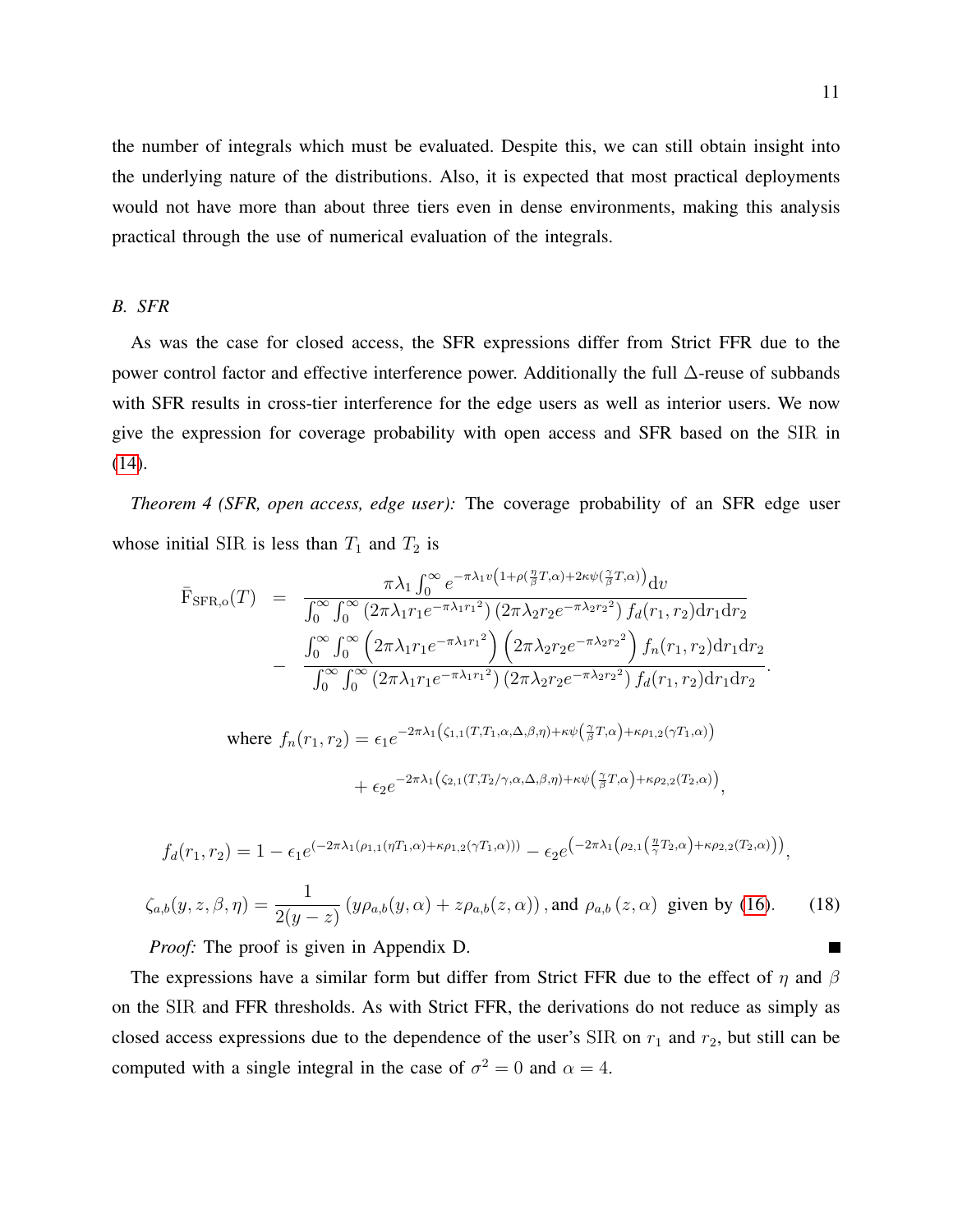the number of integrals which must be evaluated. Despite this, we can still obtain insight into the underlying nature of the distributions. Also, it is expected that most practical deployments would not have more than about three tiers even in dense environments, making this analysis practical through the use of numerical evaluation of the integrals.

### B. SFR

As was the case for closed access, the SFR expressions differ from Strict FFR due to the power control factor and effective interference power. Additionally the full $\Delta$-reuse of subbands with SFR results in cross-tier interference for the edge users as well as interior users. We now give the expression for coverage probability with open access and SFR based on the $\mathrm{SIR}$ in (14).

*Theorem 4 (SFR, open access, edge user):* The coverage probability of an SFR edge user whose initial $\mathrm{SIR}$ is less than $T_1$ and $T_2$ is

$$
\begin{aligned}
\bar{\mathrm{F}}_{\mathrm{SFR,o}}(T) \;=\;& \frac{\pi\lambda_1 \int_0^\infty e^{-\pi\lambda_1 v\left(1+\rho\left(\frac{\eta}{\beta}T,\alpha\right)+2\kappa\psi\left(\frac{\gamma}{\beta}T,\alpha\right)\right)}\mathrm{d}v}{\int_0^\infty\int_0^\infty \left(2\pi\lambda_1 r_1 e^{-\pi\lambda_1 r_1{}^2}\right)\left(2\pi\lambda_2 r_2 e^{-\pi\lambda_2 r_2{}^2}\right) f_d(r_1,r_2)\mathrm{d}r_1\mathrm{d}r_2} \\
&- \frac{\int_0^\infty\int_0^\infty \left(2\pi\lambda_1 r_1 e^{-\pi\lambda_1 r_1{}^2}\right)\left(2\pi\lambda_2 r_2 e^{-\pi\lambda_2 r_2{}^2}\right) f_n(r_1,r_2)\mathrm{d}r_1\mathrm{d}r_2}{\int_0^\infty\int_0^\infty \left(2\pi\lambda_1 r_1 e^{-\pi\lambda_1 r_1{}^2}\right)\left(2\pi\lambda_2 r_2 e^{-\pi\lambda_2 r_2{}^2}\right) f_d(r_1,r_2)\mathrm{d}r_1\mathrm{d}r_2}.
\end{aligned}
$$

$$
\begin{aligned}
\text{where } f_n(r_1,r_2) =\;& \epsilon_1 e^{-2\pi\lambda_1\left(\zeta_{1,1}(T,T_1,\alpha,\Delta,\beta,\eta)+\kappa\psi\left(\frac{\gamma}{\beta}T,\alpha\right)+\kappa\rho_{1,2}(\gamma T_1,\alpha)\right)} \\
&+ \epsilon_2 e^{-2\pi\lambda_1\left(\zeta_{2,1}(T,T_2/\gamma,\alpha,\Delta,\beta,\eta)+\kappa\psi\left(\frac{\gamma}{\beta}T,\alpha\right)+\kappa\rho_{2,2}(T_2,\alpha)\right)},
\end{aligned}
$$

$$
f_d(r_1,r_2) = 1 - \epsilon_1 e^{\left(-2\pi\lambda_1\left(\rho_{1,1}(\eta T_1,\alpha)+\kappa\rho_{1,2}(\gamma T_1,\alpha)\right)\right)} - \epsilon_2 e^{\left(-2\pi\lambda_1\left(\rho_{2,1}\left(\frac{\eta}{\gamma}T_2,\alpha\right)+\kappa\rho_{2,2}(T_2,\alpha)\right)\right)},
$$

$$
\zeta_{a,b}(y,z,\beta,\eta) = \frac{1}{2(y-z)}\left(y\rho_{a,b}(y,\alpha)+z\rho_{a,b}(z,\alpha)\right), \text{and } \rho_{a,b}\left(z,\alpha\right) \text{ given by (16).} \tag{18}
$$

*Proof:* The proof is given in Appendix D. ∎

The expressions have a similar form but differ from Strict FFR due to the effect of $\eta$ and $\beta$ on the $\mathrm{SIR}$ and FFR thresholds. As with Strict FFR, the derivations do not reduce as simply as closed access expressions due to the dependence of the user's $\mathrm{SIR}$ on $r_1$ and $r_2$, but still can be computed with a single integral in the case of $\sigma^2 = 0$ and $\alpha = 4$.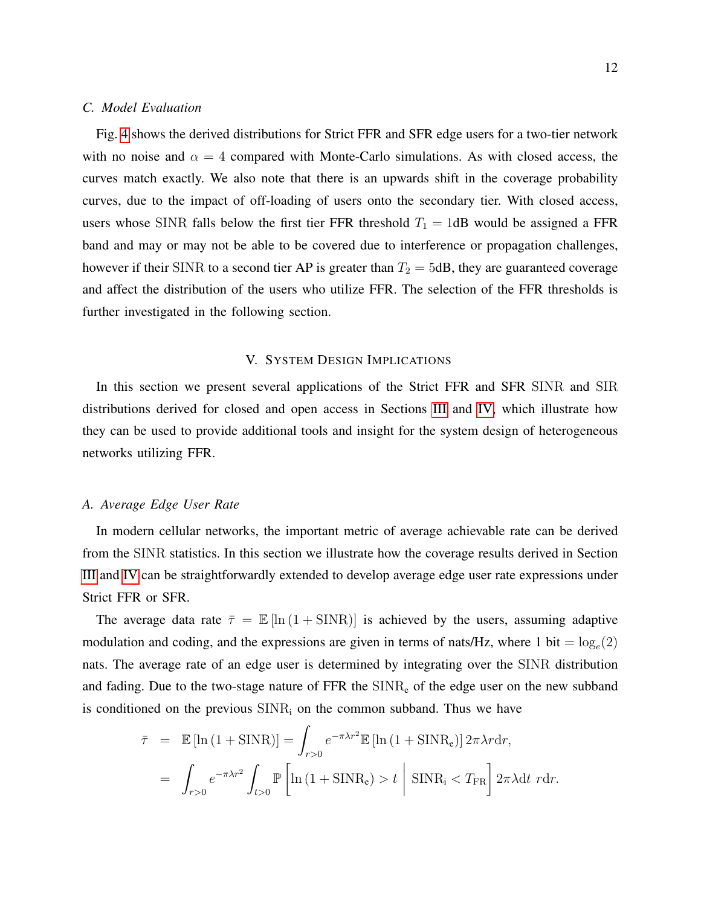### C. Model Evaluation

Fig. 4 shows the derived distributions for Strict FFR and SFR edge users for a two-tier network with no noise and $\alpha = 4$ compared with Monte-Carlo simulations. As with closed access, the curves match exactly. We also note that there is an upwards shift in the coverage probability curves, due to the impact of off-loading of users onto the secondary tier. With closed access, users whose $\mathrm{SINR}$ falls below the first tier FFR threshold $T_1 = 1$dB would be assigned a FFR band and may or may not be able to be covered due to interference or propagation challenges, however if their $\mathrm{SINR}$ to a second tier AP is greater than $T_2 = 5$dB, they are guaranteed coverage and affect the distribution of the users who utilize FFR. The selection of the FFR thresholds is further investigated in the following section.

## V. System Design Implications

In this section we present several applications of the Strict FFR and SFR $\mathrm{SINR}$ and $\mathrm{SIR}$ distributions derived for closed and open access in Sections III and IV, which illustrate how they can be used to provide additional tools and insight for the system design of heterogeneous networks utilizing FFR.

### A. Average Edge User Rate

In modern cellular networks, the important metric of average achievable rate can be derived from the $\mathrm{SINR}$ statistics. In this section we illustrate how the coverage results derived in Section III and IV can be straightforwardly extended to develop average edge user rate expressions under Strict FFR or SFR.

The average data rate $\bar{\tau} = \mathbb{E}\left[\ln\left(1 + \mathrm{SINR}\right)\right]$ is achieved by the users, assuming adaptive modulation and coding, and the expressions are given in terms of nats/Hz, where 1 bit $= \log_e(2)$ nats. The average rate of an edge user is determined by integrating over the $\mathrm{SINR}$ distribution and fading. Due to the two-stage nature of FFR the $\mathrm{SINR_e}$ of the edge user on the new subband is conditioned on the previous $\mathrm{SINR_i}$ on the common subband. Thus we have

$$
\begin{aligned}
\bar{\tau} &= \mathbb{E}\left[\ln\left(1 + \mathrm{SINR}\right)\right] = \int_{r>0} e^{-\pi\lambda r^2} \mathbb{E}\left[\ln\left(1 + \mathrm{SINR_e}\right)\right] 2\pi\lambda r \mathrm{d}r, \\
&= \int_{r>0} e^{-\pi\lambda r^2} \int_{t>0} \mathbb{P}\left[\ln\left(1 + \mathrm{SINR_e}\right) > t \;\middle|\; \mathrm{SINR_i} < T_{\mathrm{FR}}\right] 2\pi\lambda \mathrm{d}t \; r\mathrm{d}r.
\end{aligned}
$$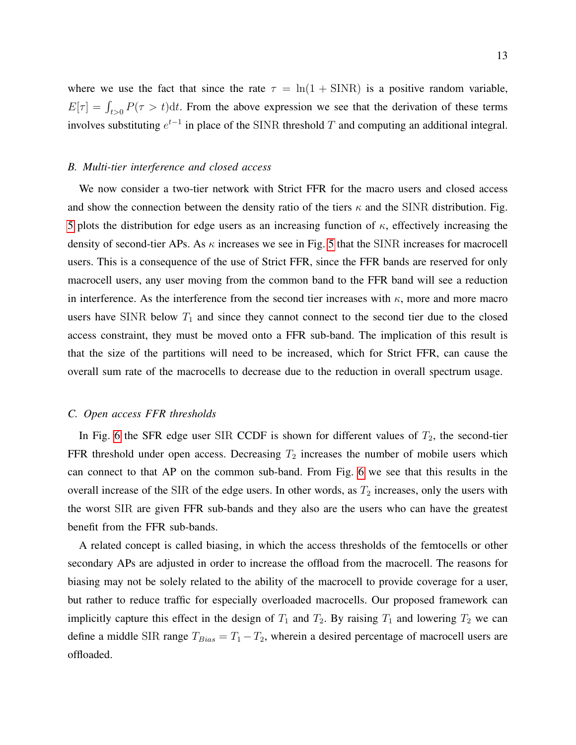where we use the fact that since the rate $\tau = \ln(1 + \mathrm{SINR})$ is a positive random variable, $E[\tau] = \int_{t>0} P(\tau > t)\mathrm{d}t$. From the above expression we see that the derivation of these terms involves substituting $e^{t-1}$ in place of the $\mathrm{SINR}$ threshold $T$ and computing an additional integral.

### *B. Multi-tier interference and closed access*

We now consider a two-tier network with Strict FFR for the macro users and closed access and show the connection between the density ratio of the tiers $\kappa$ and the $\mathrm{SINR}$ distribution. Fig. 5 plots the distribution for edge users as an increasing function of $\kappa$, effectively increasing the density of second-tier APs. As $\kappa$ increases we see in Fig. 5 that the $\mathrm{SINR}$ increases for macrocell users. This is a consequence of the use of Strict FFR, since the FFR bands are reserved for only macrocell users, any user moving from the common band to the FFR band will see a reduction in interference. As the interference from the second tier increases with $\kappa$, more and more macro users have $\mathrm{SINR}$ below $T_1$ and since they cannot connect to the second tier due to the closed access constraint, they must be moved onto a FFR sub-band. The implication of this result is that the size of the partitions will need to be increased, which for Strict FFR, can cause the overall sum rate of the macrocells to decrease due to the reduction in overall spectrum usage.

### *C. Open access FFR thresholds*

In Fig. 6 the SFR edge user $\mathrm{SIR}$ CCDF is shown for different values of $T_2$, the second-tier FFR threshold under open access. Decreasing $T_2$ increases the number of mobile users which can connect to that AP on the common sub-band. From Fig. 6 we see that this results in the overall increase of the $\mathrm{SIR}$ of the edge users. In other words, as $T_2$ increases, only the users with the worst $\mathrm{SIR}$ are given FFR sub-bands and they also are the users who can have the greatest benefit from the FFR sub-bands.

A related concept is called biasing, in which the access thresholds of the femtocells or other secondary APs are adjusted in order to increase the offload from the macrocell. The reasons for biasing may not be solely related to the ability of the macrocell to provide coverage for a user, but rather to reduce traffic for especially overloaded macrocells. Our proposed framework can implicitly capture this effect in the design of $T_1$ and $T_2$. By raising $T_1$ and lowering $T_2$ we can define a middle $\mathrm{SIR}$ range $T_{Bias} = T_1 - T_2$, wherein a desired percentage of macrocell users are offloaded.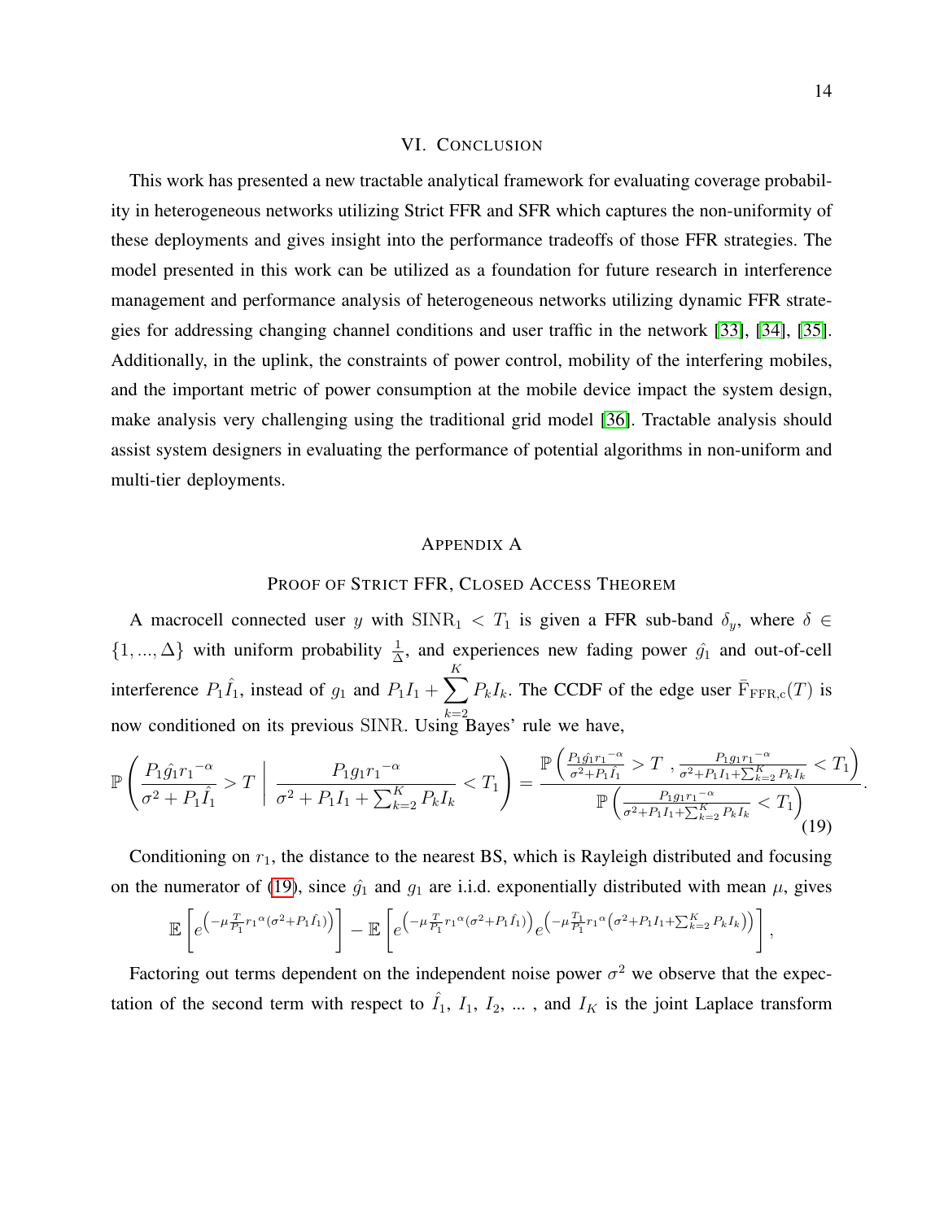## VI. Conclusion

This work has presented a new tractable analytical framework for evaluating coverage probability in heterogeneous networks utilizing Strict FFR and SFR which captures the non-uniformity of these deployments and gives insight into the performance tradeoffs of those FFR strategies. The model presented in this work can be utilized as a foundation for future research in interference management and performance analysis of heterogeneous networks utilizing dynamic FFR strategies for addressing changing channel conditions and user traffic in the network [33], [34], [35]. Additionally, in the uplink, the constraints of power control, mobility of the interfering mobiles, and the important metric of power consumption at the mobile device impact the system design, make analysis very challenging using the traditional grid model [36]. Tractable analysis should assist system designers in evaluating the performance of potential algorithms in non-uniform and multi-tier deployments.

## Appendix A

### Proof of Strict FFR, Closed Access Theorem

A macrocell connected user $y$ with $\mathrm{SINR}_1 < T_1$ is given a FFR sub-band $\delta_y$, where $\delta \in \{1, ..., \Delta\}$ with uniform probability $\frac{1}{\Delta}$, and experiences new fading power $\hat{g}_1$ and out-of-cell interference $P_1 \hat{I}_1$, instead of $g_1$ and $P_1 I_1 + \sum_{k=2}^{K} P_k I_k$. The CCDF of the edge user $\bar{\mathrm{F}}_{\mathrm{FFR,c}}(T)$ is now conditioned on its previous $\mathrm{SINR}$. Using Bayes' rule we have,

$$
\mathbb{P}\left( \frac{P_1 \hat{g}_1 r_1{}^{-\alpha}}{\sigma^2 + P_1 \hat{I}_1} > T \;\middle|\; \frac{P_1 g_1 r_1{}^{-\alpha}}{\sigma^2 + P_1 I_1 + \sum_{k=2}^{K} P_k I_k} < T_1 \right) = \frac{\mathbb{P}\left( \frac{P_1 \hat{g}_1 r_1{}^{-\alpha}}{\sigma^2 + P_1 \hat{I}_1} > T \;, \frac{P_1 g_1 r_1{}^{-\alpha}}{\sigma^2 + P_1 I_1 + \sum_{k=2}^{K} P_k I_k} < T_1 \right)}{\mathbb{P}\left( \frac{P_1 g_1 r_1{}^{-\alpha}}{\sigma^2 + P_1 I_1 + \sum_{k=2}^{K} P_k I_k} < T_1 \right)}. \tag{19}
$$

Conditioning on $r_1$, the distance to the nearest BS, which is Rayleigh distributed and focusing on the numerator of (19), since $\hat{g}_1$ and $g_1$ are i.i.d. exponentially distributed with mean $\mu$, gives

$$
\mathbb{E}\left[ e^{\left( -\mu \frac{T}{P_1} r_1{}^{\alpha} (\sigma^2 + P_1 \hat{I}_1) \right)} \right] - \mathbb{E}\left[ e^{\left( -\mu \frac{T}{P_1} r_1{}^{\alpha} (\sigma^2 + P_1 \hat{I}_1) \right)} e^{\left( -\mu \frac{T_1}{P_1} r_1{}^{\alpha} \left( \sigma^2 + P_1 I_1 + \sum_{k=2}^{K} P_k I_k \right) \right)} \right],
$$

Factoring out terms dependent on the independent noise power $\sigma^2$ we observe that the expectation of the second term with respect to $\hat{I}_1$, $I_1$, $I_2$, ... , and $I_K$ is the joint Laplace transform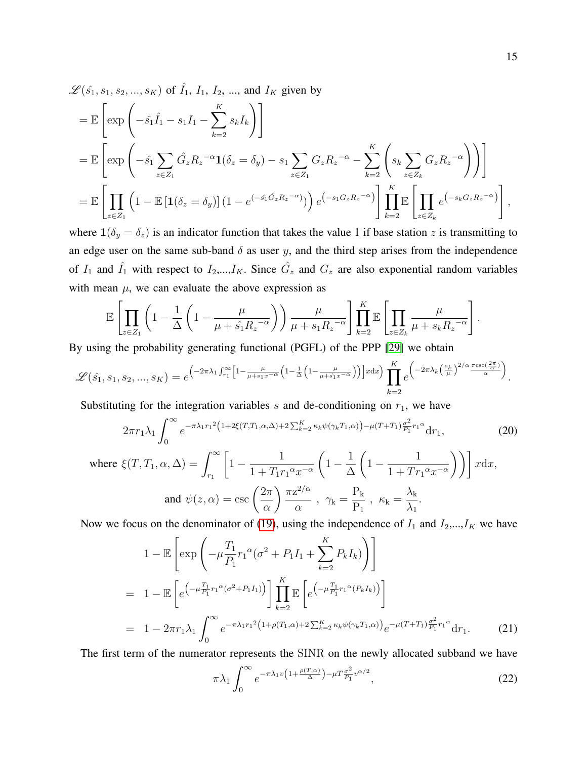$\mathscr{L}(\hat{s_1}, s_1, s_2, ..., s_K)$ of $\hat{I}_1$, $I_1$, $I_2$, ..., and $I_K$ given by

$$
\begin{aligned}
&= \mathbb{E}\left[\exp\left(-\hat{s_1}\hat{I}_1 - s_1 I_1 - \sum_{k=2}^{K} s_k I_k\right)\right] \\
&= \mathbb{E}\left[\exp\left(-\hat{s_1}\sum_{z\in Z_1}\hat{G}_z R_z{}^{-\alpha}\mathbf{1}(\delta_z=\delta_y) - s_1\sum_{z\in Z_1} G_z R_z{}^{-\alpha} - \sum_{k=2}^{K}\left(s_k \sum_{z\in Z_k} G_z R_z{}^{-\alpha}\right)\right)\right] \\
&= \mathbb{E}\left[\prod_{z\in Z_1}\left(1-\mathbb{E}\left[\mathbf{1}(\delta_z=\delta_y)\right](1-e^{(-\hat{s_1}\hat{G}_z R_z{}^{-\alpha})})\right)e^{\left(-s_1 G_z R_z{}^{-\alpha}\right)}\right]\prod_{k=2}^{K}\mathbb{E}\left[\prod_{z\in Z_k} e^{\left(-s_k G_z R_z{}^{-\alpha}\right)}\right],
\end{aligned}
$$

where $\mathbf{1}(\delta_y = \delta_z)$ is an indicator function that takes the value 1 if base station $z$ is transmitting to an edge user on the same sub-band $\delta$ as user $y$, and the third step arises from the independence of $I_1$ and $\hat{I}_1$ with respect to $I_2$,...,$I_K$. Since $\hat{G}_z$ and $G_z$ are also exponential random variables with mean $\mu$, we can evaluate the above expression as

$$
\mathbb{E}\left[\prod_{z\in Z_1}\left(1-\frac{1}{\Delta}\left(1-\frac{\mu}{\mu+\hat{s_1}R_z{}^{-\alpha}}\right)\right)\frac{\mu}{\mu+s_1 R_z{}^{-\alpha}}\right]\prod_{k=2}^{K}\mathbb{E}\left[\prod_{z\in Z_k}\frac{\mu}{\mu+s_k R_z{}^{-\alpha}}\right].
$$

By using the probability generating functional (PGFL) of the PPP [29] we obtain

$$
\mathscr{L}(\hat{s_1}, s_1, s_2, ..., s_K) = e^{\left(-2\pi\lambda_1\int_{r_1}^{\infty}\left[1-\frac{\mu}{\mu+s_1 x^{-\alpha}}\left(1-\frac{1}{\Delta}\left(1-\frac{\mu}{\mu+\hat{s_1}x^{-\alpha}}\right)\right)\right]x\mathrm{d}x\right)}\prod_{k=2}^{K} e^{\left(-2\pi\lambda_k\left(\frac{s_k}{\mu}\right)^{2/\alpha}\frac{\pi\csc\left(\frac{2\pi}{\alpha}\right)}{\alpha}\right)}.
$$

Substituting for the integration variables $s$ and de-conditioning on $r_1$, we have

$$
2\pi r_1\lambda_1\int_0^{\infty} e^{-\pi\lambda_1 r_1{}^2\left(1+2\xi(T,T_1,\alpha,\Delta)+2\sum_{k=2}^{K}\kappa_k\psi(\gamma_k T_1,\alpha)\right)-\mu(T+T_1)\frac{\sigma^2}{P_1}r_1{}^{\alpha}}\mathrm{d}r_1, \tag{20}
$$

$$
\text{where } \xi(T,T_1,\alpha,\Delta) = \int_{r_1}^{\infty}\left[1-\frac{1}{1+T_1 r_1{}^{\alpha}x^{-\alpha}}\left(1-\frac{1}{\Delta}\left(1-\frac{1}{1+T r_1{}^{\alpha}x^{-\alpha}}\right)\right)\right]x\mathrm{d}x,
$$

$$
\text{and } \psi(z,\alpha) = \csc\left(\frac{2\pi}{\alpha}\right)\frac{\pi \mathrm{z}^{2/\alpha}}{\alpha}\ ,\ \gamma_{\mathrm{k}} = \frac{\mathrm{P_k}}{\mathrm{P_1}}\ ,\ \kappa_{\mathrm{k}} = \frac{\lambda_{\mathrm{k}}}{\lambda_1}.
$$

Now we focus on the denominator of (19), using the independence of $I_1$ and $I_2$,...,$I_K$ we have

$$
\begin{aligned}
&1-\mathbb{E}\left[\exp\left(-\mu\frac{T_1}{P_1}r_1{}^{\alpha}(\sigma^2+P_1 I_1+\sum_{k=2}^{K}P_k I_k)\right)\right] \\
=\ &1-\mathbb{E}\left[e^{\left(-\mu\frac{T_1}{P_1}r_1{}^{\alpha}(\sigma^2+P_1 I_1)\right)}\right]\prod_{k=2}^{K}\mathbb{E}\left[e^{\left(-\mu\frac{T_1}{P_1}r_1{}^{\alpha}(P_k I_k)\right)}\right] \\
=\ &1-2\pi r_1\lambda_1\int_0^{\infty} e^{-\pi\lambda_1 r_1{}^2\left(1+\rho(T_1,\alpha)+2\sum_{k=2}^{K}\kappa_k\psi(\gamma_k T_1,\alpha)\right)}e^{-\mu(T+T_1)\frac{\sigma^2}{P_1}r_1{}^{\alpha}}\mathrm{d}r_1.
\end{aligned} \tag{21}
$$

The first term of the numerator represents the SINR on the newly allocated subband we have

$$
\pi\lambda_1\int_0^{\infty} e^{-\pi\lambda_1 v\left(1+\frac{\rho(T,\alpha)}{\Delta}\right)-\mu T\frac{\sigma^2}{P_1}v^{\alpha/2}}, \tag{22}
$$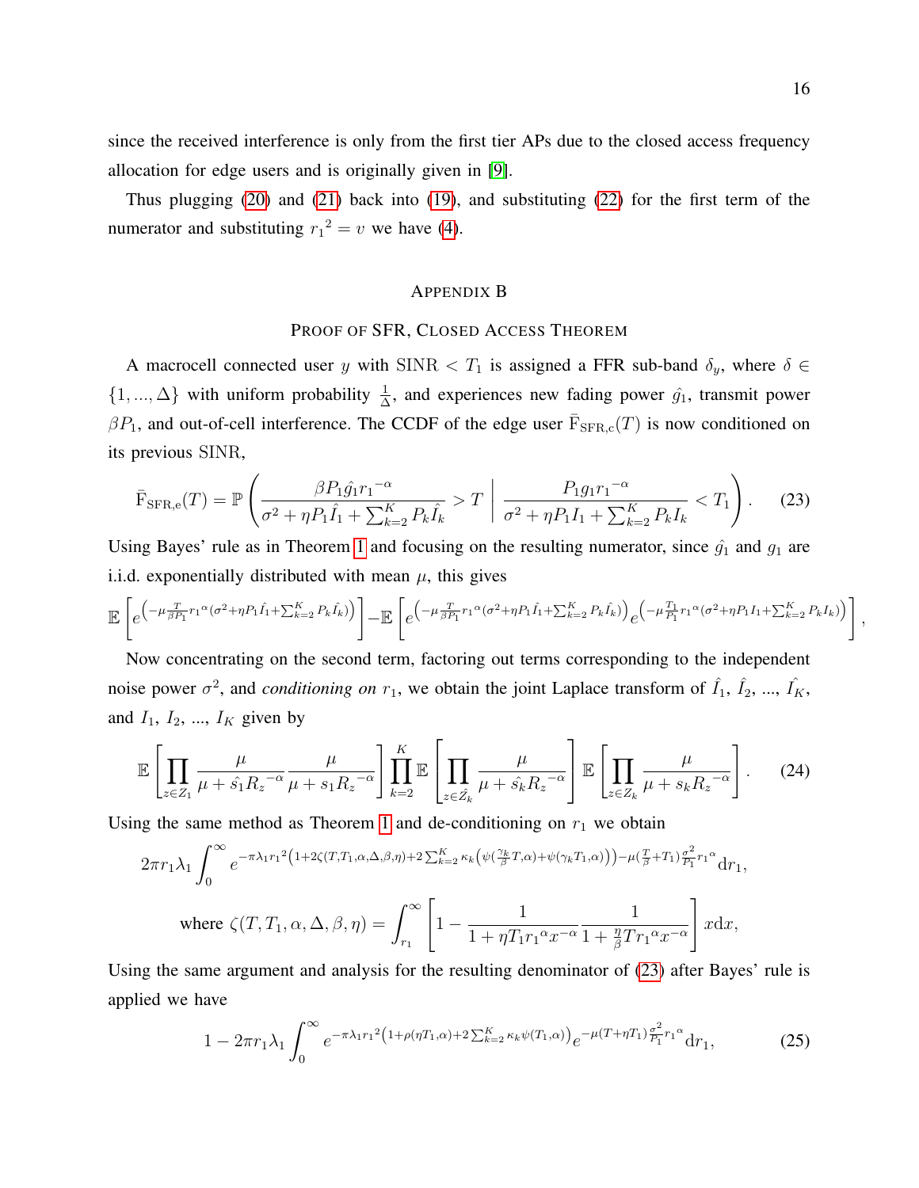since the received interference is only from the first tier APs due to the closed access frequency allocation for edge users and is originally given in [9].

Thus plugging (20) and (21) back into (19), and substituting (22) for the first term of the numerator and substituting ${r_1}^2 = v$ we have (4).

## Appendix B

### Proof of SFR, Closed Access Theorem

A macrocell connected user $y$ with $\mathrm{SINR} < T_1$ is assigned a FFR sub-band $\delta_y$, where $\delta \in \{1, ..., \Delta\}$ with uniform probability $\frac{1}{\Delta}$, and experiences new fading power $\hat{g}_1$, transmit power $\beta P_1$, and out-of-cell interference. The CCDF of the edge user $\bar{\mathrm{F}}_{\mathrm{SFR,c}}(T)$ is now conditioned on its previous SINR,

$$\bar{\mathrm{F}}_{\mathrm{SFR,e}}(T) = \mathbb{P}\left(\frac{\beta P_1 \hat{g}_1 {r_1}^{-\alpha}}{\sigma^2 + \eta P_1 \hat{I}_1 + \sum_{k=2}^{K} P_k \hat{I}_k} > T \;\middle|\; \frac{P_1 g_1 {r_1}^{-\alpha}}{\sigma^2 + \eta P_1 I_1 + \sum_{k=2}^{K} P_k I_k} < T_1\right). \quad (23)$$

Using Bayes' rule as in Theorem 1 and focusing on the resulting numerator, since $\hat{g}_1$ and $g_1$ are i.i.d. exponentially distributed with mean $\mu$, this gives

$$\mathbb{E}\left[e^{\left(-\mu \frac{T}{\beta P_1} {r_1}^{\alpha}(\sigma^2 + \eta P_1 \hat{I}_1 + \sum_{k=2}^{K} P_k \hat{I}_k)\right)}\right] - \mathbb{E}\left[e^{\left(-\mu \frac{T}{\beta P_1} {r_1}^{\alpha}(\sigma^2 + \eta P_1 \hat{I}_1 + \sum_{k=2}^{K} P_k \hat{I}_k)\right)} e^{\left(-\mu \frac{T_1}{P_1} {r_1}^{\alpha}(\sigma^2 + \eta P_1 I_1 + \sum_{k=2}^{K} P_k I_k)\right)}\right],$$

Now concentrating on the second term, factoring out terms corresponding to the independent noise power $\sigma^2$, and *conditioning on* $r_1$, we obtain the joint Laplace transform of $\hat{I}_1$, $\hat{I}_2$, ..., $\hat{I}_K$, and $I_1$, $I_2$, ..., $I_K$ given by

$$\mathbb{E}\left[\prod_{z \in Z_1} \frac{\mu}{\mu + \hat{s}_1 R_z^{-\alpha}} \frac{\mu}{\mu + s_1 R_z^{-\alpha}}\right] \prod_{k=2}^{K} \mathbb{E}\left[\prod_{z \in \hat{Z}_k} \frac{\mu}{\mu + \hat{s}_k R_z^{-\alpha}}\right] \mathbb{E}\left[\prod_{z \in Z_k} \frac{\mu}{\mu + s_k R_z^{-\alpha}}\right]. \quad (24)$$

Using the same method as Theorem 1 and de-conditioning on $r_1$ we obtain

$$2\pi r_1 \lambda_1 \int_0^{\infty} e^{-\pi \lambda_1 {r_1}^2 \left(1 + 2\zeta(T, T_1, \alpha, \Delta, \beta, \eta) + 2\sum_{k=2}^{K} \kappa_k \left(\psi(\frac{\gamma_k}{\beta} T, \alpha) + \psi(\gamma_k T_1, \alpha)\right)\right) - \mu(\frac{T}{\beta} + T_1)\frac{\sigma^2}{P_1} {r_1}^{\alpha}} \mathrm{d}r_1,$$

$$\text{where } \zeta(T, T_1, \alpha, \Delta, \beta, \eta) = \int_{r_1}^{\infty} \left[1 - \frac{1}{1 + \eta T_1 {r_1}^{\alpha} x^{-\alpha}} \frac{1}{1 + \frac{\eta}{\beta} T {r_1}^{\alpha} x^{-\alpha}}\right] x \mathrm{d}x,$$

Using the same argument and analysis for the resulting denominator of (23) after Bayes' rule is applied we have

$$1 - 2\pi r_1 \lambda_1 \int_0^{\infty} e^{-\pi \lambda_1 {r_1}^2 \left(1 + \rho(\eta T_1, \alpha) + 2\sum_{k=2}^{K} \kappa_k \psi(T_1, \alpha)\right)} e^{-\mu(T + \eta T_1)\frac{\sigma^2}{P_1} {r_1}^{\alpha}} \mathrm{d}r_1, \quad (25)$$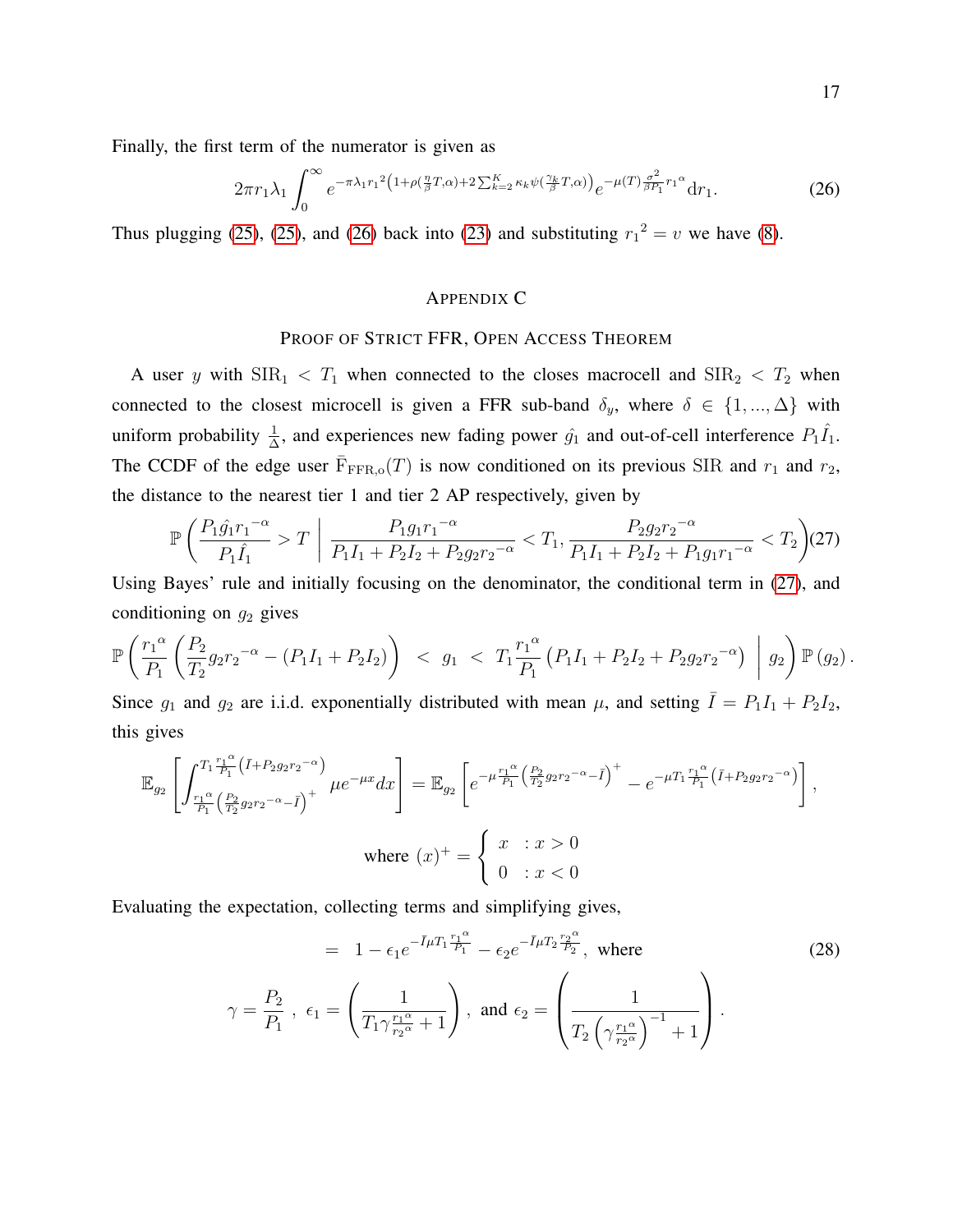Finally, the first term of the numerator is given as

$$2\pi r_1 \lambda_1 \int_0^{\infty} e^{-\pi \lambda_1 {r_1}^2 \left(1+\rho(\frac{\eta}{\beta}T,\alpha)+2\sum_{k=2}^{K} \kappa_k \psi(\frac{\gamma_k}{\beta}T,\alpha)\right)} e^{-\mu(T)\frac{\sigma^2}{\beta P_1}{r_1}^{\alpha}} \mathrm{d}r_1. \tag{26}$$

Thus plugging (25), (25), and (26) back into (23) and substituting ${r_1}^2 = v$ we have (8).

## Appendix C

### Proof of Strict FFR, Open Access Theorem

A user $y$ with $\mathrm{SIR}_1 < T_1$ when connected to the closes macrocell and $\mathrm{SIR}_2 < T_2$ when connected to the closest microcell is given a FFR sub-band $\delta_y$, where $\delta \in \{1,...,\Delta\}$ with uniform probability $\frac{1}{\Delta}$, and experiences new fading power $\hat{g}_1$ and out-of-cell interference $P_1\hat{I}_1$. The CCDF of the edge user $\bar{\mathrm{F}}_{\mathrm{FFR,o}}(T)$ is now conditioned on its previous $\mathrm{SIR}$ and $r_1$ and $r_2$, the distance to the nearest tier 1 and tier 2 AP respectively, given by

$$\mathbb{P}\left(\frac{P_1\hat{g}_1{r_1}^{-\alpha}}{P_1\hat{I}_1} > T \;\middle|\; \frac{P_1 g_1 {r_1}^{-\alpha}}{P_1I_1+P_2I_2+P_2g_2{r_2}^{-\alpha}} < T_1, \frac{P_2g_2{r_2}^{-\alpha}}{P_1I_1+P_2I_2+P_1g_1{r_1}^{-\alpha}} < T_2\right) \tag{27}$$

Using Bayes' rule and initially focusing on the denominator, the conditional term in (27), and conditioning on $g_2$ gives

$$\mathbb{P}\left(\frac{{r_1}^{\alpha}}{P_1}\left(\frac{P_2}{T_2}g_2{r_2}^{-\alpha} - (P_1I_1+P_2I_2)\right) \;<\; g_1 \;<\; T_1\frac{{r_1}^{\alpha}}{P_1}\left(P_1I_1+P_2I_2+P_2g_2{r_2}^{-\alpha}\right) \;\middle|\; g_2\right)\mathbb{P}\left(g_2\right).$$

Since $g_1$ and $g_2$ are i.i.d. exponentially distributed with mean $\mu$, and setting $\bar{I} = P_1I_1+P_2I_2$, this gives

$$\mathbb{E}_{g_2}\left[\int_{\frac{{r_1}^{\alpha}}{P_1}\left(\frac{P_2}{T_2}g_2{r_2}^{-\alpha}-\bar{I}\right)^{+}}^{T_1\frac{{r_1}^{\alpha}}{P_1}\left(\bar{I}+P_2g_2{r_2}^{-\alpha}\right)} \mu e^{-\mu x}dx\right] = \mathbb{E}_{g_2}\left[e^{-\mu\frac{{r_1}^{\alpha}}{P_1}\left(\frac{P_2}{T_2}g_2{r_2}^{-\alpha}-\bar{I}\right)^{+}} - e^{-\mu T_1\frac{{r_1}^{\alpha}}{P_1}\left(\bar{I}+P_2g_2{r_2}^{-\alpha}\right)}\right],$$

$$\text{where } (x)^{+} = \begin{cases} x & : x > 0 \\ 0 & : x < 0 \end{cases}$$

Evaluating the expectation, collecting terms and simplifying gives,

$$= \;\; 1 - \epsilon_1 e^{-\bar{I}\mu T_1\frac{{r_1}^{\alpha}}{P_1}} - \epsilon_2 e^{-\bar{I}\mu T_2\frac{{r_2}^{\alpha}}{P_2}}, \text{ where} \tag{28}$$

$$\gamma = \frac{P_2}{P_1}\;,\;\; \epsilon_1 = \left(\frac{1}{T_1\gamma\frac{{r_1}^{\alpha}}{{r_2}^{\alpha}}+1}\right),\; \text{and } \epsilon_2 = \left(\frac{1}{T_2\left(\gamma\frac{{r_1}^{\alpha}}{{r_2}^{\alpha}}\right)^{-1}+1}\right).$$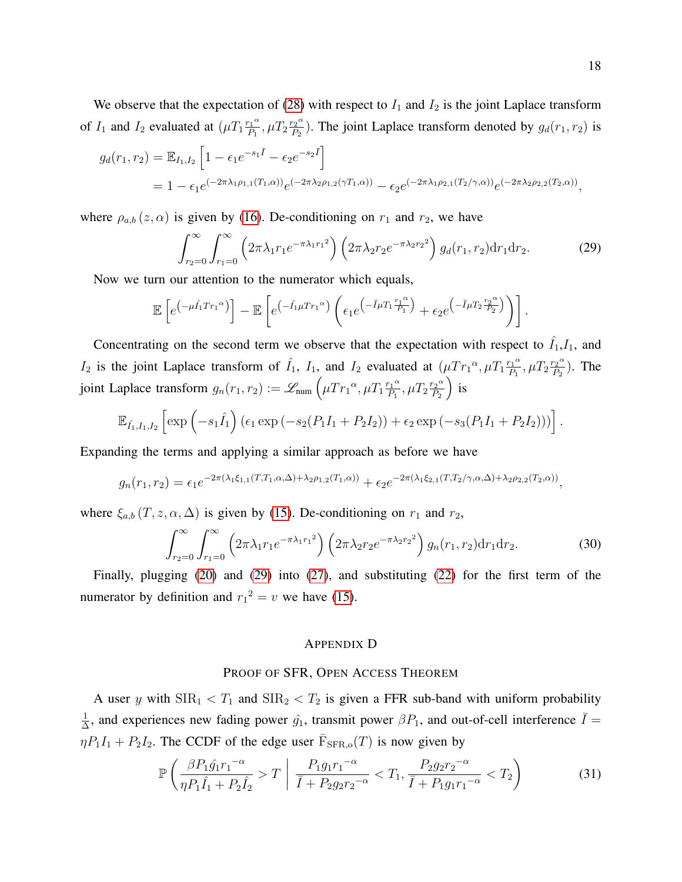We observe that the expectation of (28) with respect to $I_1$ and $I_2$ is the joint Laplace transform of $I_1$ and $I_2$ evaluated at $(\mu T_1 \frac{r_1{}^\alpha}{P_1}, \mu T_2 \frac{r_2{}^\alpha}{P_2})$. The joint Laplace transform denoted by $g_d(r_1, r_2)$ is

$$
\begin{aligned}
g_d(r_1, r_2) &= \mathbb{E}_{I_1, I_2}\left[1 - \epsilon_1 e^{-s_1 \bar{I}} - \epsilon_2 e^{-s_2 \bar{I}}\right] \\
&= 1 - \epsilon_1 e^{(-2\pi\lambda_1 \rho_{1,1}(T_1,\alpha))} e^{(-2\pi\lambda_2 \rho_{1,2}(\gamma T_1,\alpha))} - \epsilon_2 e^{(-2\pi\lambda_1 \rho_{2,1}(T_2/\gamma,\alpha))} e^{(-2\pi\lambda_2 \rho_{2,2}(T_2,\alpha))},
\end{aligned}
$$

where $\rho_{a,b}(z, \alpha)$ is given by (16). De-conditioning on $r_1$ and $r_2$, we have

$$
\int_{r_2=0}^{\infty} \int_{r_1=0}^{\infty} \left(2\pi\lambda_1 r_1 e^{-\pi\lambda_1 r_1{}^2}\right) \left(2\pi\lambda_2 r_2 e^{-\pi\lambda_2 r_2{}^2}\right) g_d(r_1, r_2) \mathrm{d}r_1 \mathrm{d}r_2. \tag{29}
$$

Now we turn our attention to the numerator which equals,

$$
\mathbb{E}\left[e^{\left(-\mu \hat{I}_1 T r_1{}^\alpha\right)}\right] - \mathbb{E}\left[e^{\left(-\hat{I}_1 \mu T r_1{}^\alpha\right)} \left(\epsilon_1 e^{\left(-\bar{I}\mu T_1 \frac{r_1{}^\alpha}{P_1}\right)} + \epsilon_2 e^{\left(-\bar{I}\mu T_2 \frac{r_2{}^\alpha}{P_2}\right)}\right)\right].
$$

Concentrating on the second term we observe that the expectation with respect to $\hat{I}_1$,$I_1$, and $I_2$ is the joint Laplace transform of $\hat{I}_1$, $I_1$, and $I_2$ evaluated at $(\mu T r_1{}^\alpha, \mu T_1 \frac{r_1{}^\alpha}{P_1}, \mu T_2 \frac{r_2{}^\alpha}{P_2})$. The joint Laplace transform $g_n(r_1, r_2) := \mathscr{L}_{\text{num}}\left(\mu T r_1{}^\alpha, \mu T_1 \frac{r_1{}^\alpha}{P_1}, \mu T_2 \frac{r_2{}^\alpha}{P_2}\right)$ is

$$
\mathbb{E}_{\hat{I}_1, I_1, I_2}\left[\exp\left(-s_1 \hat{I}_1\right) \left(\epsilon_1 \exp\left(-s_2(P_1 I_1 + P_2 I_2)\right) + \epsilon_2 \exp\left(-s_3(P_1 I_1 + P_2 I_2)\right)\right)\right].
$$

Expanding the terms and applying a similar approach as before we have

$$
g_n(r_1, r_2) = \epsilon_1 e^{-2\pi(\lambda_1 \xi_{1,1}(T, T_1, \alpha, \Delta) + \lambda_2 \rho_{1,2}(T_1, \alpha))} + \epsilon_2 e^{-2\pi(\lambda_1 \xi_{2,1}(T, T_2/\gamma, \alpha, \Delta) + \lambda_2 \rho_{2,2}(T_2, \alpha))},
$$

where $\xi_{a,b}(T, z, \alpha, \Delta)$ is given by (15). De-conditioning on $r_1$ and $r_2$,

$$
\int_{r_2=0}^{\infty} \int_{r_1=0}^{\infty} \left(2\pi\lambda_1 r_1 e^{-\pi\lambda_1 r_1{}^2}\right) \left(2\pi\lambda_2 r_2 e^{-\pi\lambda_2 r_2{}^2}\right) g_n(r_1, r_2) \mathrm{d}r_1 \mathrm{d}r_2. \tag{30}
$$

Finally, plugging (20) and (29) into (27), and substituting (22) for the first term of the numerator by definition and $r_1{}^2 = v$ we have (15).

## Appendix D

### Proof of SFR, Open Access Theorem

A user $y$ with $\mathrm{SIR}_1 < T_1$ and $\mathrm{SIR}_2 < T_2$ is given a FFR sub-band with uniform probability $\frac{1}{\Delta}$, and experiences new fading power $\hat{g}_1$, transmit power $\beta P_1$, and out-of-cell interference $\bar{I} = \eta P_1 I_1 + P_2 I_2$. The CCDF of the edge user $\bar{\mathrm{F}}_{\mathrm{SFR,o}}(T)$ is now given by

$$
\mathbb{P}\left(\frac{\beta P_1 \hat{g}_1 r_1{}^{-\alpha}}{\eta P_1 \hat{I}_1 + P_2 \hat{I}_2} > T \;\middle|\; \frac{P_1 g_1 r_1{}^{-\alpha}}{\bar{I} + P_2 g_2 r_2{}^{-\alpha}} < T_1, \frac{P_2 g_2 r_2{}^{-\alpha}}{\bar{I} + P_1 g_1 r_1{}^{-\alpha}} < T_2\right) \tag{31}
$$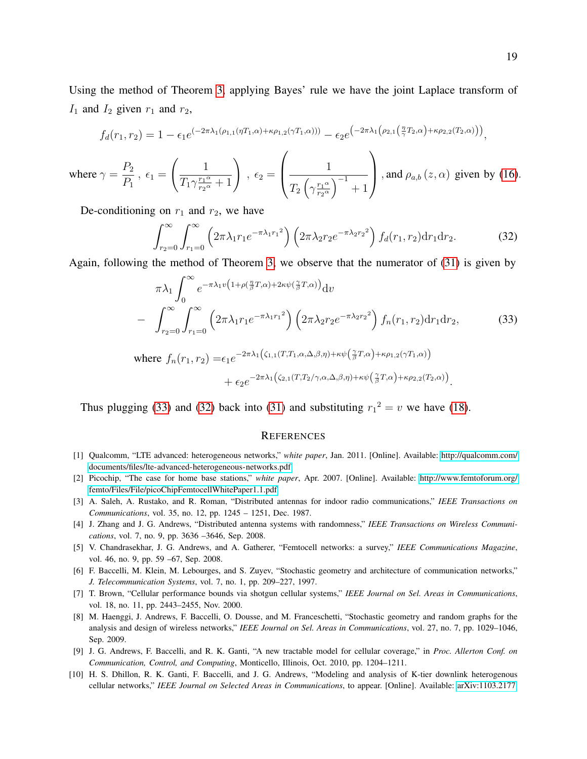Using the method of Theorem 3, applying Bayes' rule we have the joint Laplace transform of $I_1$ and $I_2$ given $r_1$ and $r_2$,

$$f_d(r_1,r_2) = 1 - \epsilon_1 e^{(-2\pi\lambda_1(\rho_{1,1}(\eta T_1,\alpha)+\kappa\rho_{1,2}(\gamma T_1,\alpha)))} - \epsilon_2 e^{\left(-2\pi\lambda_1\left(\rho_{2,1}\left(\frac{\eta}{\gamma}T_2,\alpha\right)+\kappa\rho_{2,2}(T_2,\alpha)\right)\right)},$$

where $\gamma = \dfrac{P_2}{P_1}$ , $\epsilon_1 = \left(\dfrac{1}{T_1\gamma\frac{r_1{}^\alpha}{r_2{}^\alpha}+1}\right)$ , $\epsilon_2 = \left(\dfrac{1}{T_2\left(\gamma\frac{r_1{}^\alpha}{r_2{}^\alpha}\right)^{-1}+1}\right)$ , and $\rho_{a,b}\left(z,\alpha\right)$ given by (16).

De-conditioning on $r_1$ and $r_2$, we have

$$\int_{r_2=0}^{\infty}\int_{r_1=0}^{\infty}\left(2\pi\lambda_1 r_1 e^{-\pi\lambda_1 r_1{}^2}\right)\left(2\pi\lambda_2 r_2 e^{-\pi\lambda_2 r_2{}^2}\right)f_d(r_1,r_2)\mathrm{d}r_1\mathrm{d}r_2. \tag{32}$$

Again, following the method of Theorem 3, we observe that the numerator of (31) is given by

$$\begin{aligned}&\pi\lambda_1\int_0^\infty e^{-\pi\lambda_1 v\left(1+\rho\left(\frac{\eta}{\beta}T,\alpha\right)+2\kappa\psi\left(\frac{\gamma}{\beta}T,\alpha\right)\right)}\mathrm{d}v\\ -&\int_{r_2=0}^{\infty}\int_{r_1=0}^{\infty}\left(2\pi\lambda_1 r_1 e^{-\pi\lambda_1 r_1{}^2}\right)\left(2\pi\lambda_2 r_2 e^{-\pi\lambda_2 r_2{}^2}\right)f_n(r_1,r_2)\mathrm{d}r_1\mathrm{d}r_2,\end{aligned} \tag{33}$$

$$\begin{aligned}\text{where } f_n(r_1,r_2) =& \epsilon_1 e^{-2\pi\lambda_1\left(\zeta_{1,1}(T,T_1,\alpha,\Delta,\beta,\eta)+\kappa\psi\left(\frac{\gamma}{\beta}T,\alpha\right)+\kappa\rho_{1,2}(\gamma T_1,\alpha)\right)}\\ &+\epsilon_2 e^{-2\pi\lambda_1\left(\zeta_{2,1}(T,T_2/\gamma,\alpha,\Delta,\beta,\eta)+\kappa\psi\left(\frac{\gamma}{\beta}T,\alpha\right)+\kappa\rho_{2,2}(T_2,\alpha)\right)}.\end{aligned}$$

Thus plugging (33) and (32) back into (31) and substituting $r_1{}^2 = v$ we have (18).

## References

[1] Qualcomm, "LTE advanced: heterogeneous networks," *white paper*, Jan. 2011. [Online]. Available: http://qualcomm.com/documents/files/lte-advanced-heterogeneous-networks.pdf

[2] Picochip, "The case for home base stations," *white paper*, Apr. 2007. [Online]. Available: http://www.femtoforum.org/femto/Files/File/picoChipFemtocellWhitePaper1.1.pdf

[3] A. Saleh, A. Rustako, and R. Roman, "Distributed antennas for indoor radio communications," *IEEE Transactions on Communications*, vol. 35, no. 12, pp. 1245 – 1251, Dec. 1987.

[4] J. Zhang and J. G. Andrews, "Distributed antenna systems with randomness," *IEEE Transactions on Wireless Communications*, vol. 7, no. 9, pp. 3636 –3646, Sep. 2008.

[5] V. Chandrasekhar, J. G. Andrews, and A. Gatherer, "Femtocell networks: a survey," *IEEE Communications Magazine*, vol. 46, no. 9, pp. 59 –67, Sep. 2008.

[6] F. Baccelli, M. Klein, M. Lebourges, and S. Zuyev, "Stochastic geometry and architecture of communication networks," *J. Telecommunication Systems*, vol. 7, no. 1, pp. 209–227, 1997.

[7] T. Brown, "Cellular performance bounds via shotgun cellular systems," *IEEE Journal on Sel. Areas in Communications*, vol. 18, no. 11, pp. 2443–2455, Nov. 2000.

[8] M. Haenggi, J. Andrews, F. Baccelli, O. Dousse, and M. Franceschetti, "Stochastic geometry and random graphs for the analysis and design of wireless networks," *IEEE Journal on Sel. Areas in Communications*, vol. 27, no. 7, pp. 1029–1046, Sep. 2009.

[9] J. G. Andrews, F. Baccelli, and R. K. Ganti, "A new tractable model for cellular coverage," in *Proc. Allerton Conf. on Communication, Control, and Computing*, Monticello, Illinois, Oct. 2010, pp. 1204–1211.

[10] H. S. Dhillon, R. K. Ganti, F. Baccelli, and J. G. Andrews, "Modeling and analysis of K-tier downlink heterogenous cellular networks," *IEEE Journal on Selected Areas in Communications*, to appear. [Online]. Available: arXiv:1103.2177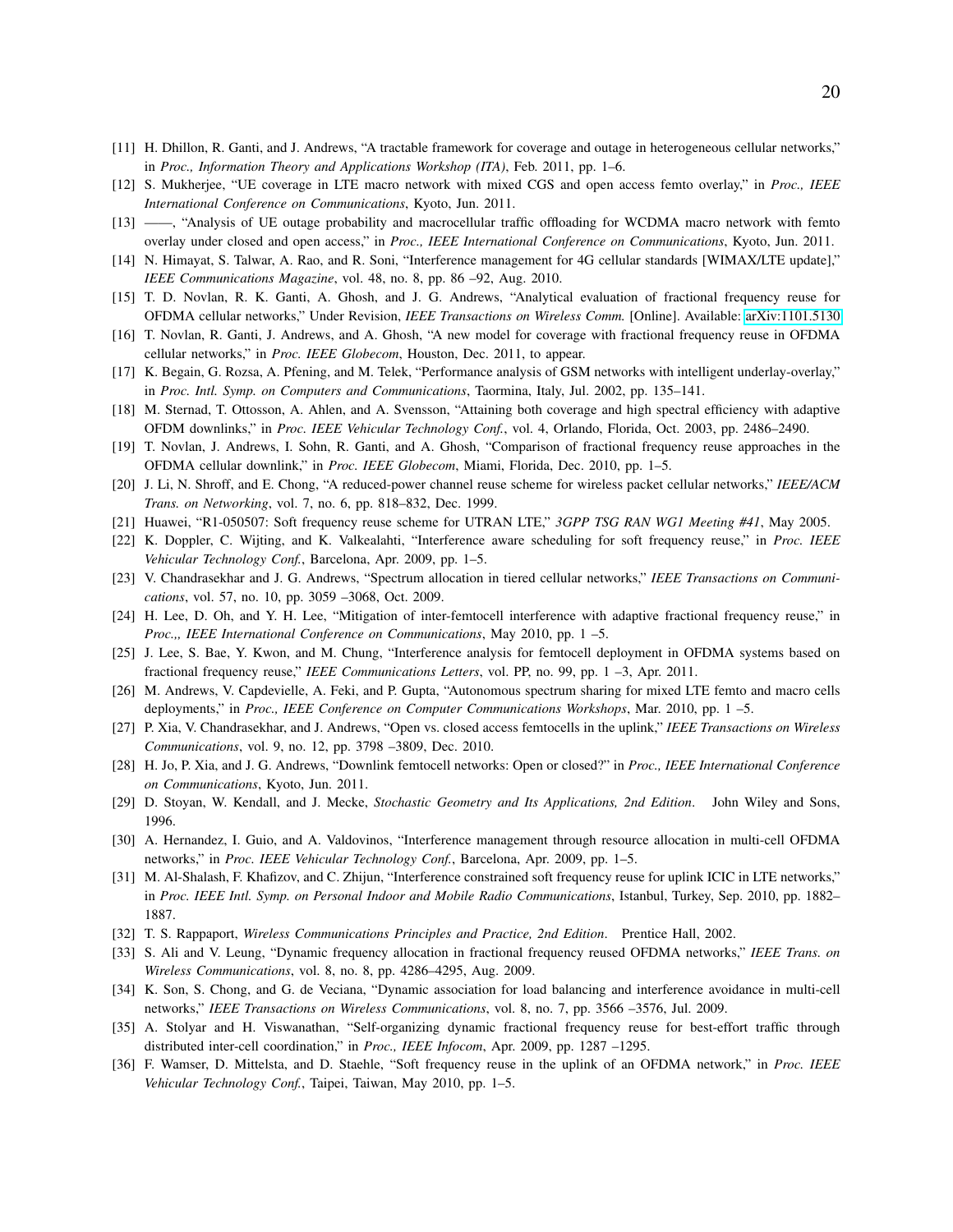[11] H. Dhillon, R. Ganti, and J. Andrews, "A tractable framework for coverage and outage in heterogeneous cellular networks," in *Proc., Information Theory and Applications Workshop (ITA)*, Feb. 2011, pp. 1–6.

[12] S. Mukherjee, "UE coverage in LTE macro network with mixed CGS and open access femto overlay," in *Proc., IEEE International Conference on Communications*, Kyoto, Jun. 2011.

[13] ——, "Analysis of UE outage probability and macrocellular traffic offloading for WCDMA macro network with femto overlay under closed and open access," in *Proc., IEEE International Conference on Communications*, Kyoto, Jun. 2011.

[14] N. Himayat, S. Talwar, A. Rao, and R. Soni, "Interference management for 4G cellular standards [WIMAX/LTE update]," *IEEE Communications Magazine*, vol. 48, no. 8, pp. 86 –92, Aug. 2010.

[15] T. D. Novlan, R. K. Ganti, A. Ghosh, and J. G. Andrews, "Analytical evaluation of fractional frequency reuse for OFDMA cellular networks," Under Revision, *IEEE Transactions on Wireless Comm.* [Online]. Available: arXiv:1101.5130

[16] T. Novlan, R. Ganti, J. Andrews, and A. Ghosh, "A new model for coverage with fractional frequency reuse in OFDMA cellular networks," in *Proc. IEEE Globecom*, Houston, Dec. 2011, to appear.

[17] K. Begain, G. Rozsa, A. Pfening, and M. Telek, "Performance analysis of GSM networks with intelligent underlay-overlay," in *Proc. Intl. Symp. on Computers and Communications*, Taormina, Italy, Jul. 2002, pp. 135–141.

[18] M. Sternad, T. Ottosson, A. Ahlen, and A. Svensson, "Attaining both coverage and high spectral efficiency with adaptive OFDM downlinks," in *Proc. IEEE Vehicular Technology Conf.*, vol. 4, Orlando, Florida, Oct. 2003, pp. 2486–2490.

[19] T. Novlan, J. Andrews, I. Sohn, R. Ganti, and A. Ghosh, "Comparison of fractional frequency reuse approaches in the OFDMA cellular downlink," in *Proc. IEEE Globecom*, Miami, Florida, Dec. 2010, pp. 1–5.

[20] J. Li, N. Shroff, and E. Chong, "A reduced-power channel reuse scheme for wireless packet cellular networks," *IEEE/ACM Trans. on Networking*, vol. 7, no. 6, pp. 818–832, Dec. 1999.

[21] Huawei, "R1-050507: Soft frequency reuse scheme for UTRAN LTE," *3GPP TSG RAN WG1 Meeting #41*, May 2005.

[22] K. Doppler, C. Wijting, and K. Valkealahti, "Interference aware scheduling for soft frequency reuse," in *Proc. IEEE Vehicular Technology Conf.*, Barcelona, Apr. 2009, pp. 1–5.

[23] V. Chandrasekhar and J. G. Andrews, "Spectrum allocation in tiered cellular networks," *IEEE Transactions on Communications*, vol. 57, no. 10, pp. 3059 –3068, Oct. 2009.

[24] H. Lee, D. Oh, and Y. H. Lee, "Mitigation of inter-femtocell interference with adaptive fractional frequency reuse," in *Proc.,, IEEE International Conference on Communications*, May 2010, pp. 1 –5.

[25] J. Lee, S. Bae, Y. Kwon, and M. Chung, "Interference analysis for femtocell deployment in OFDMA systems based on fractional frequency reuse," *IEEE Communications Letters*, vol. PP, no. 99, pp. 1 –3, Apr. 2011.

[26] M. Andrews, V. Capdevielle, A. Feki, and P. Gupta, "Autonomous spectrum sharing for mixed LTE femto and macro cells deployments," in *Proc., IEEE Conference on Computer Communications Workshops*, Mar. 2010, pp. 1 –5.

[27] P. Xia, V. Chandrasekhar, and J. Andrews, "Open vs. closed access femtocells in the uplink," *IEEE Transactions on Wireless Communications*, vol. 9, no. 12, pp. 3798 –3809, Dec. 2010.

[28] H. Jo, P. Xia, and J. G. Andrews, "Downlink femtocell networks: Open or closed?" in *Proc., IEEE International Conference on Communications*, Kyoto, Jun. 2011.

[29] D. Stoyan, W. Kendall, and J. Mecke, *Stochastic Geometry and Its Applications, 2nd Edition*. John Wiley and Sons, 1996.

[30] A. Hernandez, I. Guio, and A. Valdovinos, "Interference management through resource allocation in multi-cell OFDMA networks," in *Proc. IEEE Vehicular Technology Conf.*, Barcelona, Apr. 2009, pp. 1–5.

[31] M. Al-Shalash, F. Khafizov, and C. Zhijun, "Interference constrained soft frequency reuse for uplink ICIC in LTE networks," in *Proc. IEEE Intl. Symp. on Personal Indoor and Mobile Radio Communications*, Istanbul, Turkey, Sep. 2010, pp. 1882–1887.

[32] T. S. Rappaport, *Wireless Communications Principles and Practice, 2nd Edition*. Prentice Hall, 2002.

[33] S. Ali and V. Leung, "Dynamic frequency allocation in fractional frequency reused OFDMA networks," *IEEE Trans. on Wireless Communications*, vol. 8, no. 8, pp. 4286–4295, Aug. 2009.

[34] K. Son, S. Chong, and G. de Veciana, "Dynamic association for load balancing and interference avoidance in multi-cell networks," *IEEE Transactions on Wireless Communications*, vol. 8, no. 7, pp. 3566 –3576, Jul. 2009.

[35] A. Stolyar and H. Viswanathan, "Self-organizing dynamic fractional frequency reuse for best-effort traffic through distributed inter-cell coordination," in *Proc., IEEE Infocom*, Apr. 2009, pp. 1287 –1295.

[36] F. Wamser, D. Mittelsta, and D. Staehle, "Soft frequency reuse in the uplink of an OFDMA network," in *Proc. IEEE Vehicular Technology Conf.*, Taipei, Taiwan, May 2010, pp. 1–5.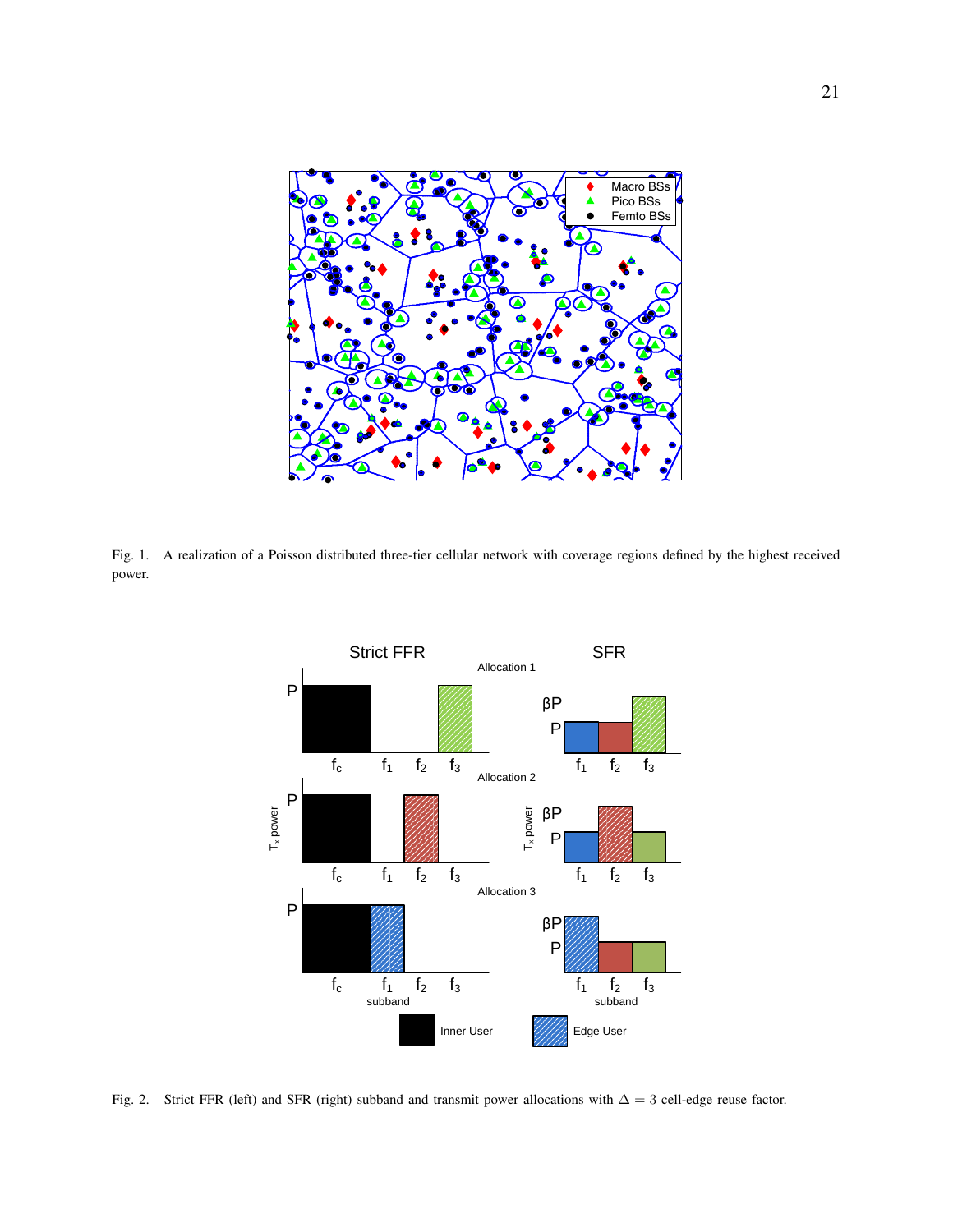Fig. 1. A realization of a Poisson distributed three-tier cellular network with coverage regions defined by the highest received power.

Fig. 2. Strict FFR (left) and SFR (right) subband and transmit power allocations with $\Delta = 3$ cell-edge reuse factor.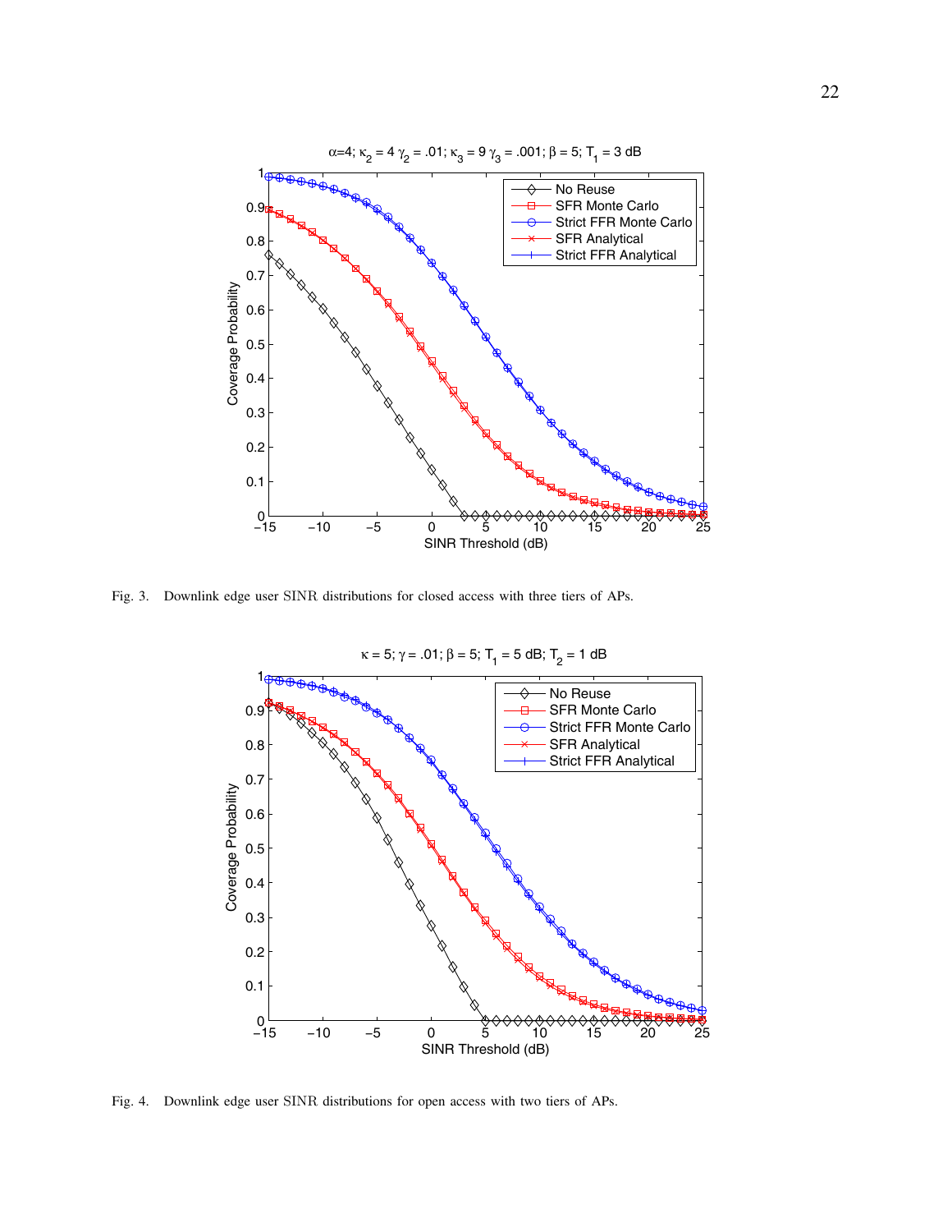Fig. 3. Downlink edge user SINR distributions for closed access with three tiers of APs.

Fig. 4. Downlink edge user SINR distributions for open access with two tiers of APs.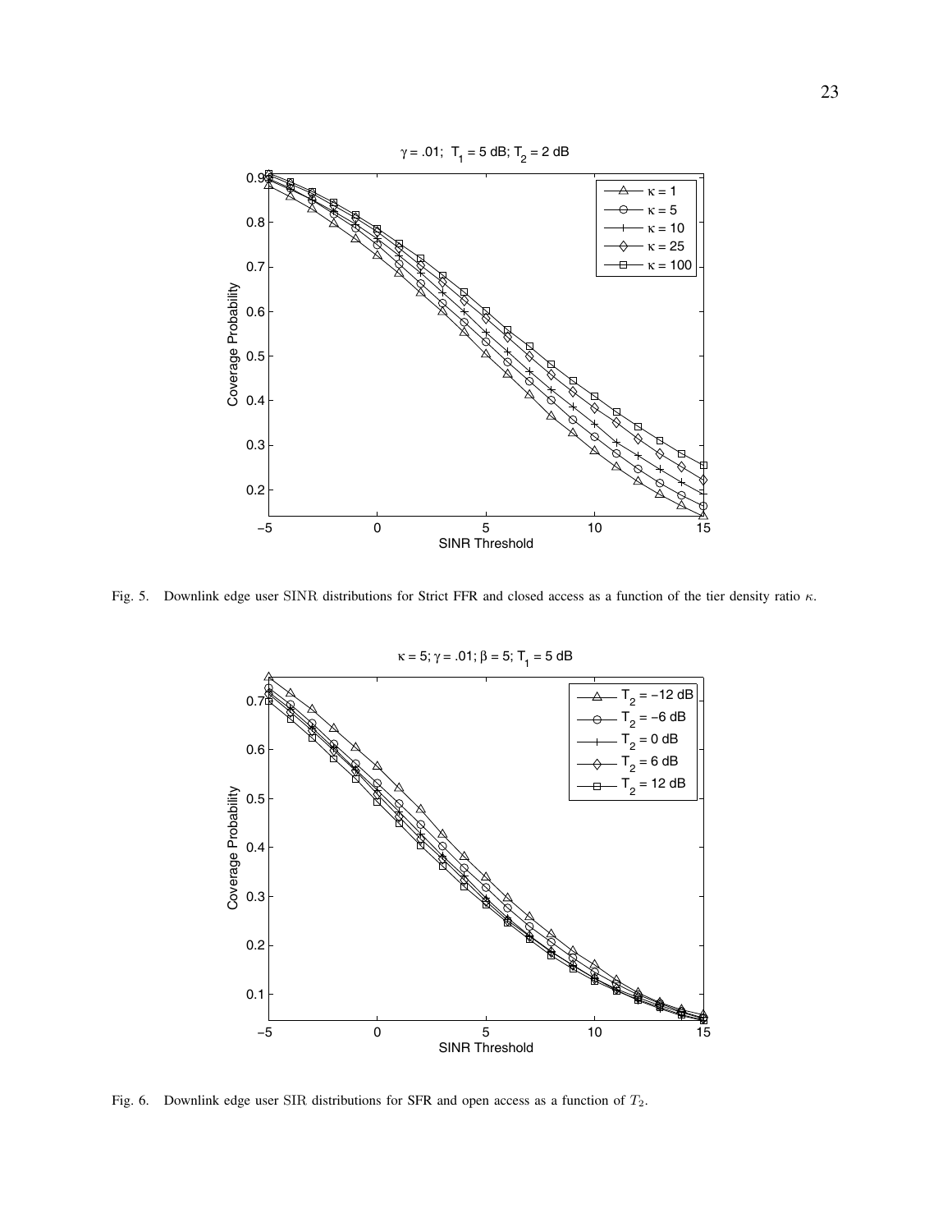$\gamma = .01$;  $T_1 = 5$ dB; $T_2 = 2$ dB

Coverage Probability

SINR Threshold

$\kappa = 1$
$\kappa = 5$
$\kappa = 10$
$\kappa = 25$
$\kappa = 100$

Fig. 5. Downlink edge user $\mathrm{SINR}$ distributions for Strict FFR and closed access as a function of the tier density ratio $\kappa$.

$\kappa = 5$; $\gamma = .01$; $\beta = 5$; $T_1 = 5$ dB

Coverage Probability

SINR Threshold

$T_2 = -12$ dB
$T_2 = -6$ dB
$T_2 = 0$ dB
$T_2 = 6$ dB
$T_2 = 12$ dB

Fig. 6. Downlink edge user $\mathrm{SIR}$ distributions for SFR and open access as a function of $T_2$.